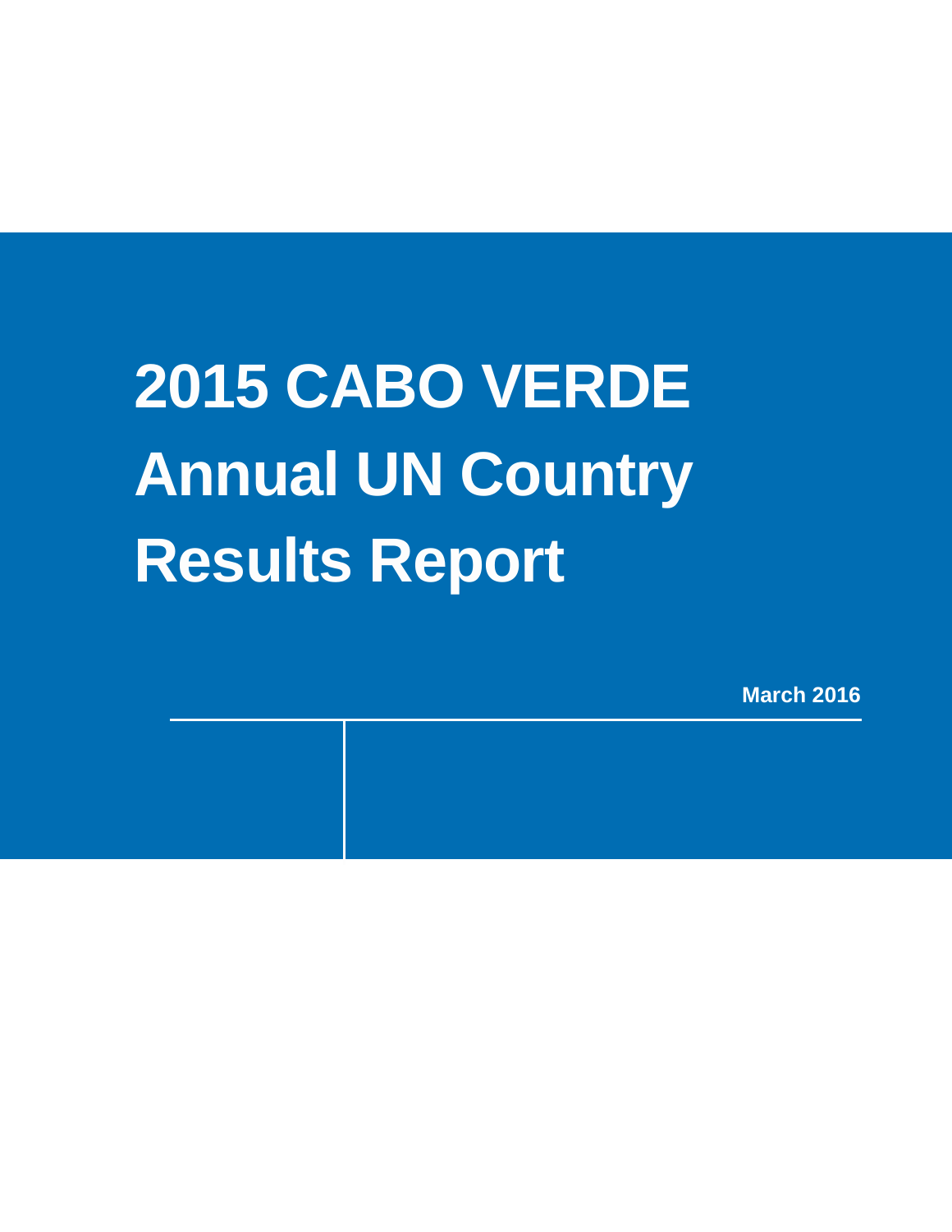# 2015 CABO VERDE Annual UN Country Results Report

**March 2016**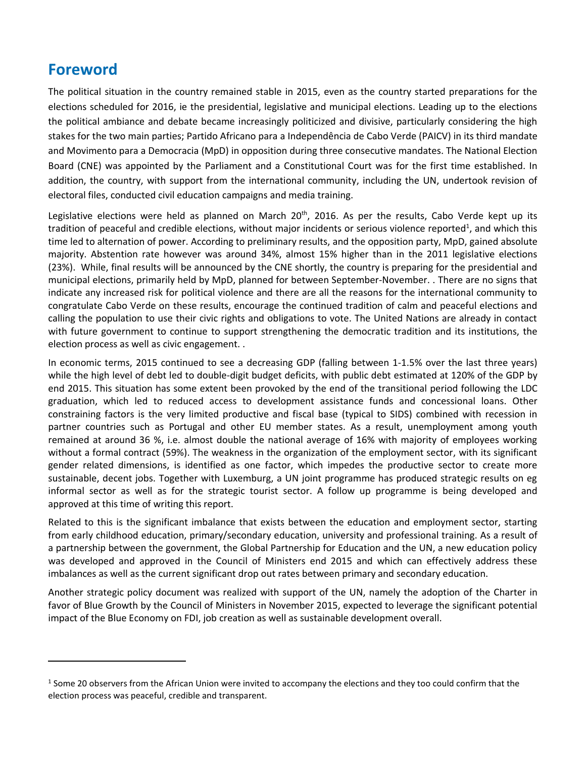## Foreword

The political situation in the country remained stable in 2015, even as the country started preparations for the elections scheduled for 2016, ie the presidential, legislative and municipal elections. Leading up to the elections the political ambiance and debate became increasingly politicized and divisive, particularly considering the high stakes for the two main parties; Partido Africano para a Independência de Cabo Verde (PAICV) in its third mandate and Movimento para a Democracia (MpD) in opposition during three consecutive mandates. The National Election Board (CNE) was appointed by the Parliament and a Constitutional Court was for the first time established. In addition, the country, with support from the international community, including the UN, undertook revision of electoral files, conducted civil education campaigns and media training.

Legislative elections were held as planned on March 20th, 2016. As per the results, Cabo Verde kept up its tradition of peaceful and credible elections, without major incidents or serious violence reported[1], and which this time led to alternation of power. According to preliminary results, and the opposition party, MpD, gained absolute majority. Abstention rate however was around 34%, almost 15% higher than in the 2011 legislative elections (23%). While, final results will be announced by the CNE shortly, the country is preparing for the presidential and municipal elections, primarily held by MpD, planned for between September-November. . There are no signs that indicate any increased risk for political violence and there are all the reasons for the international community to congratulate Cabo Verde on these results, encourage the continued tradition of calm and peaceful elections and calling the population to use their civic rights and obligations to vote. The United Nations are already in contact with future government to continue to support strengthening the democratic tradition and its institutions, the election process as well as civic engagement. .

In economic terms, 2015 continued to see a decreasing GDP (falling between 1-1.5% over the last three years) while the high level of debt led to double-digit budget deficits, with public debt estimated at 120% of the GDP by end 2015. This situation has some extent been provoked by the end of the transitional period following the LDC graduation, which led to reduced access to development assistance funds and concessional loans. Other constraining factors is the very limited productive and fiscal base (typical to SIDS) combined with recession in partner countries such as Portugal and other EU member states. As a result, unemployment among youth remained at around 36 %, i.e. almost double the national average of 16% with majority of employees working without a formal contract (59%). The weakness in the organization of the employment sector, with its significant gender related dimensions, is identified as one factor, which impedes the productive sector to create more sustainable, decent jobs. Together with Luxemburg, a UN joint programme has produced strategic results on eg informal sector as well as for the strategic tourist sector. A follow up programme is being developed and approved at this time of writing this report.

Related to this is the significant imbalance that exists between the education and employment sector, starting from early childhood education, primary/secondary education, university and professional training. As a result of a partnership between the government, the Global Partnership for Education and the UN, a new education policy was developed and approved in the Council of Ministers end 2015 and which can effectively address these imbalances as well as the current significant drop out rates between primary and secondary education.

Another strategic policy document was realized with support of the UN, namely the adoption of the Charter in favor of Blue Growth by the Council of Ministers in November 2015, expected to leverage the significant potential impact of the Blue Economy on FDI, job creation as well as sustainable development overall.

---

[1] Some 20 observers from the African Union were invited to accompany the elections and they too could confirm that the election process was peaceful, credible and transparent.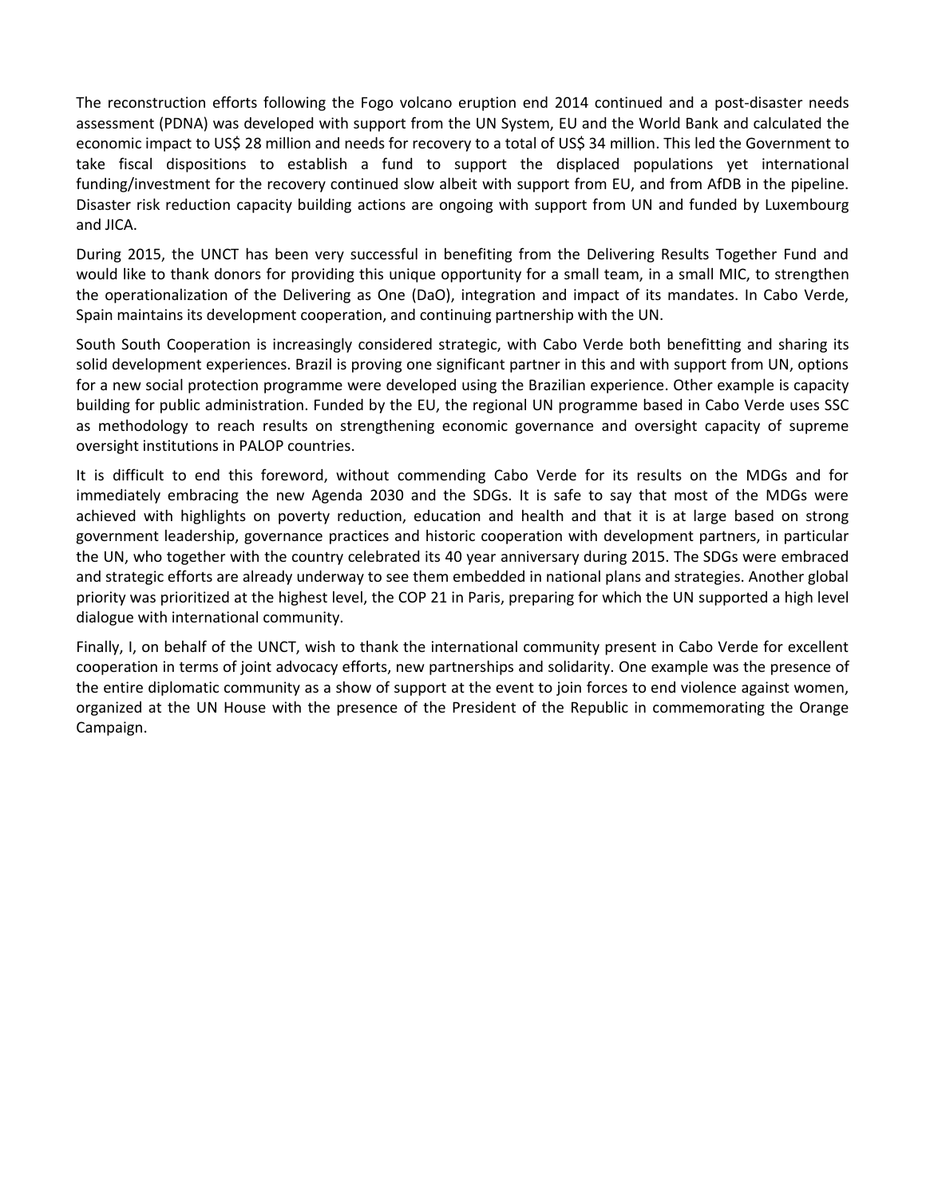The reconstruction efforts following the Fogo volcano eruption end 2014 continued and a post-disaster needs assessment (PDNA) was developed with support from the UN System, EU and the World Bank and calculated the economic impact to US$ 28 million and needs for recovery to a total of US$ 34 million. This led the Government to take fiscal dispositions to establish a fund to support the displaced populations yet international funding/investment for the recovery continued slow albeit with support from EU, and from AfDB in the pipeline. Disaster risk reduction capacity building actions are ongoing with support from UN and funded by Luxembourg and JICA.

During 2015, the UNCT has been very successful in benefiting from the Delivering Results Together Fund and would like to thank donors for providing this unique opportunity for a small team, in a small MIC, to strengthen the operationalization of the Delivering as One (DaO), integration and impact of its mandates. In Cabo Verde, Spain maintains its development cooperation, and continuing partnership with the UN.

South South Cooperation is increasingly considered strategic, with Cabo Verde both benefitting and sharing its solid development experiences. Brazil is proving one significant partner in this and with support from UN, options for a new social protection programme were developed using the Brazilian experience. Other example is capacity building for public administration. Funded by the EU, the regional UN programme based in Cabo Verde uses SSC as methodology to reach results on strengthening economic governance and oversight capacity of supreme oversight institutions in PALOP countries.

It is difficult to end this foreword, without commending Cabo Verde for its results on the MDGs and for immediately embracing the new Agenda 2030 and the SDGs. It is safe to say that most of the MDGs were achieved with highlights on poverty reduction, education and health and that it is at large based on strong government leadership, governance practices and historic cooperation with development partners, in particular the UN, who together with the country celebrated its 40 year anniversary during 2015. The SDGs were embraced and strategic efforts are already underway to see them embedded in national plans and strategies. Another global priority was prioritized at the highest level, the COP 21 in Paris, preparing for which the UN supported a high level dialogue with international community.

Finally, I, on behalf of the UNCT, wish to thank the international community present in Cabo Verde for excellent cooperation in terms of joint advocacy efforts, new partnerships and solidarity. One example was the presence of the entire diplomatic community as a show of support at the event to join forces to end violence against women, organized at the UN House with the presence of the President of the Republic in commemorating the Orange Campaign.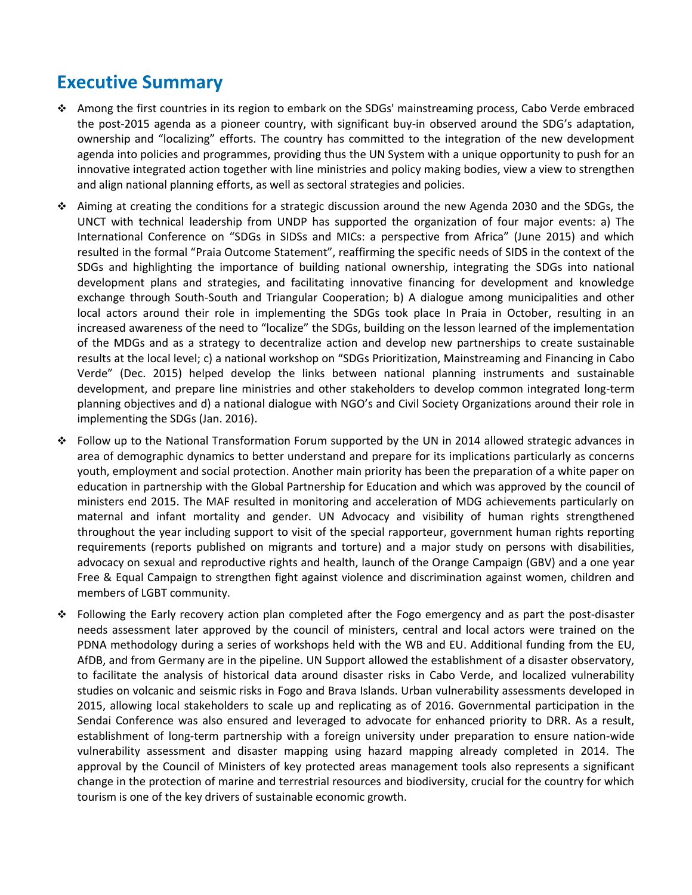## Executive Summary

- Among the first countries in its region to embark on the SDGs' mainstreaming process, Cabo Verde embraced the post-2015 agenda as a pioneer country, with significant buy-in observed around the SDG's adaptation, ownership and "localizing" efforts. The country has committed to the integration of the new development agenda into policies and programmes, providing thus the UN System with a unique opportunity to push for an innovative integrated action together with line ministries and policy making bodies, view a view to strengthen and align national planning efforts, as well as sectoral strategies and policies.
- Aiming at creating the conditions for a strategic discussion around the new Agenda 2030 and the SDGs, the UNCT with technical leadership from UNDP has supported the organization of four major events: a) The International Conference on "SDGs in SIDSs and MICs: a perspective from Africa" (June 2015) and which resulted in the formal "Praia Outcome Statement", reaffirming the specific needs of SIDS in the context of the SDGs and highlighting the importance of building national ownership, integrating the SDGs into national development plans and strategies, and facilitating innovative financing for development and knowledge exchange through South-South and Triangular Cooperation; b) A dialogue among municipalities and other local actors around their role in implementing the SDGs took place In Praia in October, resulting in an increased awareness of the need to "localize" the SDGs, building on the lesson learned of the implementation of the MDGs and as a strategy to decentralize action and develop new partnerships to create sustainable results at the local level; c) a national workshop on "SDGs Prioritization, Mainstreaming and Financing in Cabo Verde" (Dec. 2015) helped develop the links between national planning instruments and sustainable development, and prepare line ministries and other stakeholders to develop common integrated long-term planning objectives and d) a national dialogue with NGO's and Civil Society Organizations around their role in implementing the SDGs (Jan. 2016).
- Follow up to the National Transformation Forum supported by the UN in 2014 allowed strategic advances in area of demographic dynamics to better understand and prepare for its implications particularly as concerns youth, employment and social protection. Another main priority has been the preparation of a white paper on education in partnership with the Global Partnership for Education and which was approved by the council of ministers end 2015. The MAF resulted in monitoring and acceleration of MDG achievements particularly on maternal and infant mortality and gender. UN Advocacy and visibility of human rights strengthened throughout the year including support to visit of the special rapporteur, government human rights reporting requirements (reports published on migrants and torture) and a major study on persons with disabilities, advocacy on sexual and reproductive rights and health, launch of the Orange Campaign (GBV) and a one year Free & Equal Campaign to strengthen fight against violence and discrimination against women, children and members of LGBT community.
- Following the Early recovery action plan completed after the Fogo emergency and as part the post-disaster needs assessment later approved by the council of ministers, central and local actors were trained on the PDNA methodology during a series of workshops held with the WB and EU. Additional funding from the EU, AfDB, and from Germany are in the pipeline. UN Support allowed the establishment of a disaster observatory, to facilitate the analysis of historical data around disaster risks in Cabo Verde, and localized vulnerability studies on volcanic and seismic risks in Fogo and Brava Islands. Urban vulnerability assessments developed in 2015, allowing local stakeholders to scale up and replicating as of 2016. Governmental participation in the Sendai Conference was also ensured and leveraged to advocate for enhanced priority to DRR. As a result, establishment of long-term partnership with a foreign university under preparation to ensure nation-wide vulnerability assessment and disaster mapping using hazard mapping already completed in 2014. The approval by the Council of Ministers of key protected areas management tools also represents a significant change in the protection of marine and terrestrial resources and biodiversity, crucial for the country for which tourism is one of the key drivers of sustainable economic growth.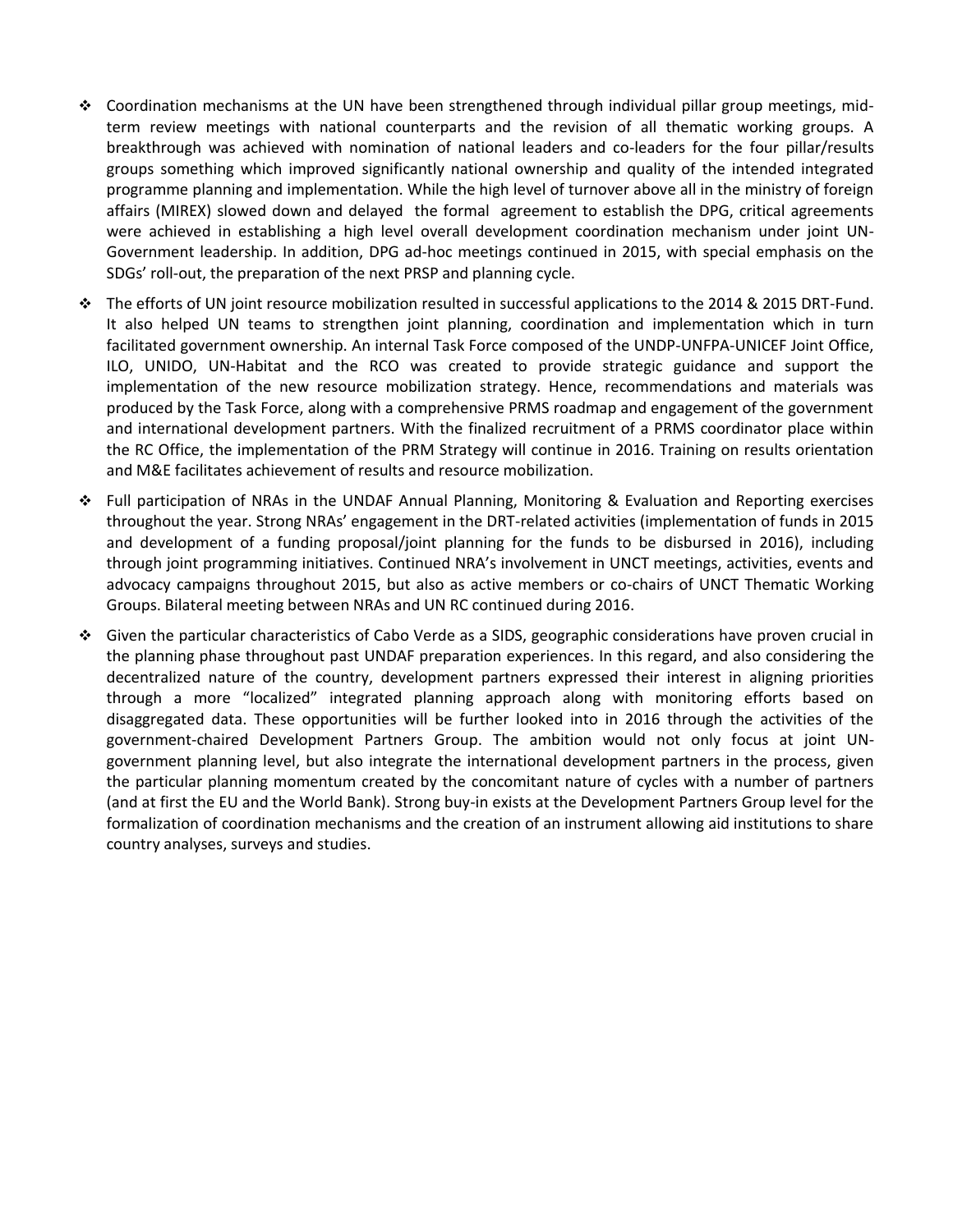- Coordination mechanisms at the UN have been strengthened through individual pillar group meetings, mid-term review meetings with national counterparts and the revision of all thematic working groups. A breakthrough was achieved with nomination of national leaders and co-leaders for the four pillar/results groups something which improved significantly national ownership and quality of the intended integrated programme planning and implementation. While the high level of turnover above all in the ministry of foreign affairs (MIREX) slowed down and delayed the formal agreement to establish the DPG, critical agreements were achieved in establishing a high level overall development coordination mechanism under joint UN-Government leadership. In addition, DPG ad-hoc meetings continued in 2015, with special emphasis on the SDGs' roll-out, the preparation of the next PRSP and planning cycle.

- The efforts of UN joint resource mobilization resulted in successful applications to the 2014 & 2015 DRT-Fund. It also helped UN teams to strengthen joint planning, coordination and implementation which in turn facilitated government ownership. An internal Task Force composed of the UNDP-UNFPA-UNICEF Joint Office, ILO, UNIDO, UN-Habitat and the RCO was created to provide strategic guidance and support the implementation of the new resource mobilization strategy. Hence, recommendations and materials was produced by the Task Force, along with a comprehensive PRMS roadmap and engagement of the government and international development partners. With the finalized recruitment of a PRMS coordinator place within the RC Office, the implementation of the PRM Strategy will continue in 2016. Training on results orientation and M&E facilitates achievement of results and resource mobilization.

- Full participation of NRAs in the UNDAF Annual Planning, Monitoring & Evaluation and Reporting exercises throughout the year. Strong NRAs' engagement in the DRT-related activities (implementation of funds in 2015 and development of a funding proposal/joint planning for the funds to be disbursed in 2016), including through joint programming initiatives. Continued NRA's involvement in UNCT meetings, activities, events and advocacy campaigns throughout 2015, but also as active members or co-chairs of UNCT Thematic Working Groups. Bilateral meeting between NRAs and UN RC continued during 2016.

- Given the particular characteristics of Cabo Verde as a SIDS, geographic considerations have proven crucial in the planning phase throughout past UNDAF preparation experiences. In this regard, and also considering the decentralized nature of the country, development partners expressed their interest in aligning priorities through a more "localized" integrated planning approach along with monitoring efforts based on disaggregated data. These opportunities will be further looked into in 2016 through the activities of the government-chaired Development Partners Group. The ambition would not only focus at joint UN-government planning level, but also integrate the international development partners in the process, given the particular planning momentum created by the concomitant nature of cycles with a number of partners (and at first the EU and the World Bank). Strong buy-in exists at the Development Partners Group level for the formalization of coordination mechanisms and the creation of an instrument allowing aid institutions to share country analyses, surveys and studies.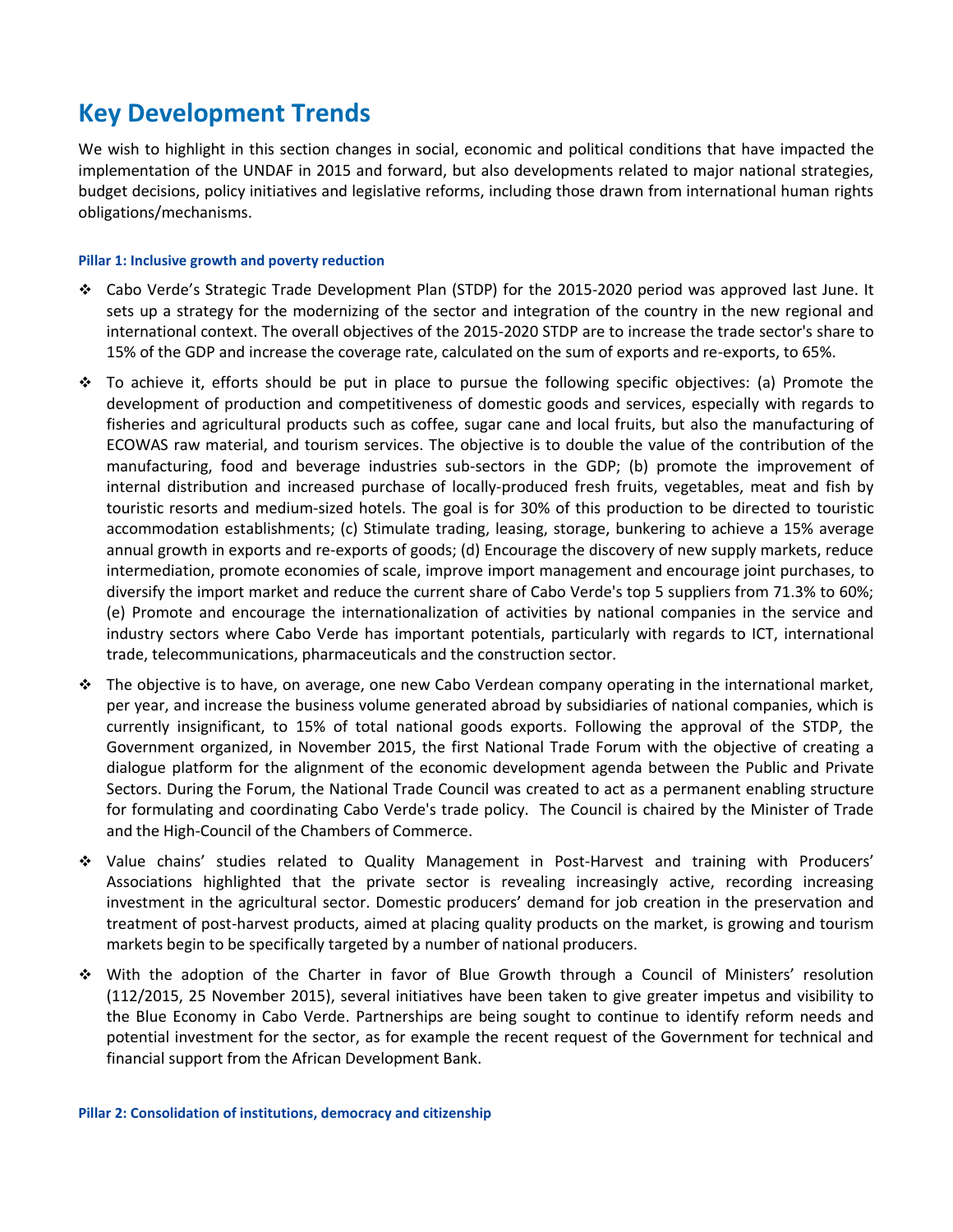# Key Development Trends

We wish to highlight in this section changes in social, economic and political conditions that have impacted the implementation of the UNDAF in 2015 and forward, but also developments related to major national strategies, budget decisions, policy initiatives and legislative reforms, including those drawn from international human rights obligations/mechanisms.

#### Pillar 1: Inclusive growth and poverty reduction

- Cabo Verde's Strategic Trade Development Plan (STDP) for the 2015-2020 period was approved last June. It sets up a strategy for the modernizing of the sector and integration of the country in the new regional and international context. The overall objectives of the 2015-2020 STDP are to increase the trade sector's share to 15% of the GDP and increase the coverage rate, calculated on the sum of exports and re-exports, to 65%.
- To achieve it, efforts should be put in place to pursue the following specific objectives: (a) Promote the development of production and competitiveness of domestic goods and services, especially with regards to fisheries and agricultural products such as coffee, sugar cane and local fruits, but also the manufacturing of ECOWAS raw material, and tourism services. The objective is to double the value of the contribution of the manufacturing, food and beverage industries sub-sectors in the GDP; (b) promote the improvement of internal distribution and increased purchase of locally-produced fresh fruits, vegetables, meat and fish by touristic resorts and medium-sized hotels. The goal is for 30% of this production to be directed to touristic accommodation establishments; (c) Stimulate trading, leasing, storage, bunkering to achieve a 15% average annual growth in exports and re-exports of goods; (d) Encourage the discovery of new supply markets, reduce intermediation, promote economies of scale, improve import management and encourage joint purchases, to diversify the import market and reduce the current share of Cabo Verde's top 5 suppliers from 71.3% to 60%; (e) Promote and encourage the internationalization of activities by national companies in the service and industry sectors where Cabo Verde has important potentials, particularly with regards to ICT, international trade, telecommunications, pharmaceuticals and the construction sector.
- The objective is to have, on average, one new Cabo Verdean company operating in the international market, per year, and increase the business volume generated abroad by subsidiaries of national companies, which is currently insignificant, to 15% of total national goods exports. Following the approval of the STDP, the Government organized, in November 2015, the first National Trade Forum with the objective of creating a dialogue platform for the alignment of the economic development agenda between the Public and Private Sectors. During the Forum, the National Trade Council was created to act as a permanent enabling structure for formulating and coordinating Cabo Verde's trade policy. The Council is chaired by the Minister of Trade and the High-Council of the Chambers of Commerce.
- Value chains' studies related to Quality Management in Post-Harvest and training with Producers' Associations highlighted that the private sector is revealing increasingly active, recording increasing investment in the agricultural sector. Domestic producers' demand for job creation in the preservation and treatment of post-harvest products, aimed at placing quality products on the market, is growing and tourism markets begin to be specifically targeted by a number of national producers.
- With the adoption of the Charter in favor of Blue Growth through a Council of Ministers' resolution (112/2015, 25 November 2015), several initiatives have been taken to give greater impetus and visibility to the Blue Economy in Cabo Verde. Partnerships are being sought to continue to identify reform needs and potential investment for the sector, as for example the recent request of the Government for technical and financial support from the African Development Bank.

#### Pillar 2: Consolidation of institutions, democracy and citizenship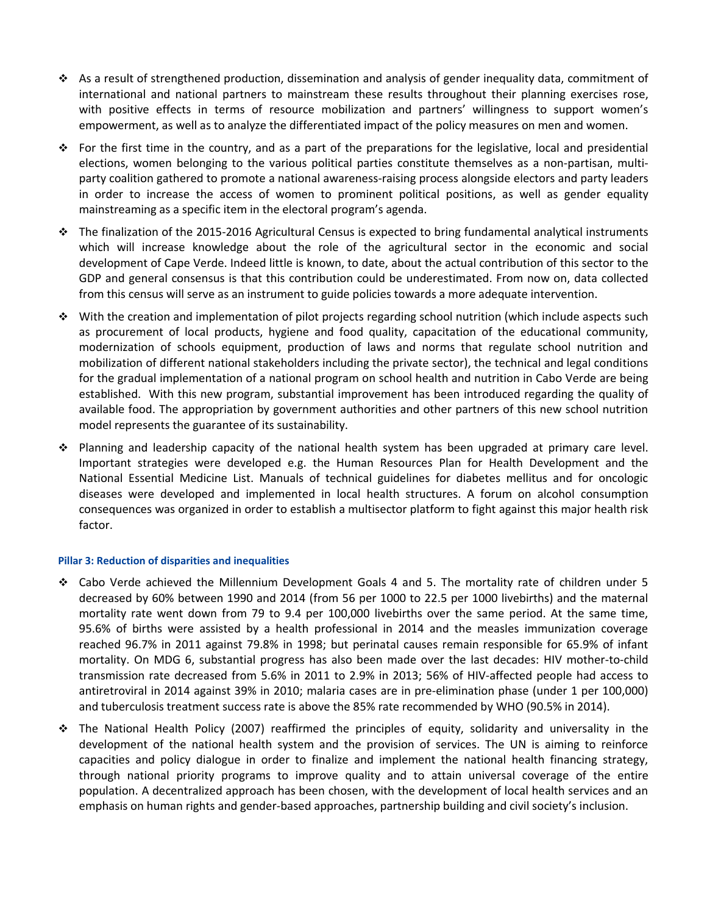- As a result of strengthened production, dissemination and analysis of gender inequality data, commitment of international and national partners to mainstream these results throughout their planning exercises rose, with positive effects in terms of resource mobilization and partners' willingness to support women's empowerment, as well as to analyze the differentiated impact of the policy measures on men and women.

- For the first time in the country, and as a part of the preparations for the legislative, local and presidential elections, women belonging to the various political parties constitute themselves as a non-partisan, multi-party coalition gathered to promote a national awareness-raising process alongside electors and party leaders in order to increase the access of women to prominent political positions, as well as gender equality mainstreaming as a specific item in the electoral program's agenda.

- The finalization of the 2015-2016 Agricultural Census is expected to bring fundamental analytical instruments which will increase knowledge about the role of the agricultural sector in the economic and social development of Cape Verde. Indeed little is known, to date, about the actual contribution of this sector to the GDP and general consensus is that this contribution could be underestimated. From now on, data collected from this census will serve as an instrument to guide policies towards a more adequate intervention.

- With the creation and implementation of pilot projects regarding school nutrition (which include aspects such as procurement of local products, hygiene and food quality, capacitation of the educational community, modernization of schools equipment, production of laws and norms that regulate school nutrition and mobilization of different national stakeholders including the private sector), the technical and legal conditions for the gradual implementation of a national program on school health and nutrition in Cabo Verde are being established. With this new program, substantial improvement has been introduced regarding the quality of available food. The appropriation by government authorities and other partners of this new school nutrition model represents the guarantee of its sustainability.

- Planning and leadership capacity of the national health system has been upgraded at primary care level. Important strategies were developed e.g. the Human Resources Plan for Health Development and the National Essential Medicine List. Manuals of technical guidelines for diabetes mellitus and for oncologic diseases were developed and implemented in local health structures. A forum on alcohol consumption consequences was organized in order to establish a multisector platform to fight against this major health risk factor.

#### Pillar 3: Reduction of disparities and inequalities

- Cabo Verde achieved the Millennium Development Goals 4 and 5. The mortality rate of children under 5 decreased by 60% between 1990 and 2014 (from 56 per 1000 to 22.5 per 1000 livebirths) and the maternal mortality rate went down from 79 to 9.4 per 100,000 livebirths over the same period. At the same time, 95.6% of births were assisted by a health professional in 2014 and the measles immunization coverage reached 96.7% in 2011 against 79.8% in 1998; but perinatal causes remain responsible for 65.9% of infant mortality. On MDG 6, substantial progress has also been made over the last decades: HIV mother-to-child transmission rate decreased from 5.6% in 2011 to 2.9% in 2013; 56% of HIV-affected people had access to antiretroviral in 2014 against 39% in 2010; malaria cases are in pre-elimination phase (under 1 per 100,000) and tuberculosis treatment success rate is above the 85% rate recommended by WHO (90.5% in 2014).

- The National Health Policy (2007) reaffirmed the principles of equity, solidarity and universality in the development of the national health system and the provision of services. The UN is aiming to reinforce capacities and policy dialogue in order to finalize and implement the national health financing strategy, through national priority programs to improve quality and to attain universal coverage of the entire population. A decentralized approach has been chosen, with the development of local health services and an emphasis on human rights and gender-based approaches, partnership building and civil society's inclusion.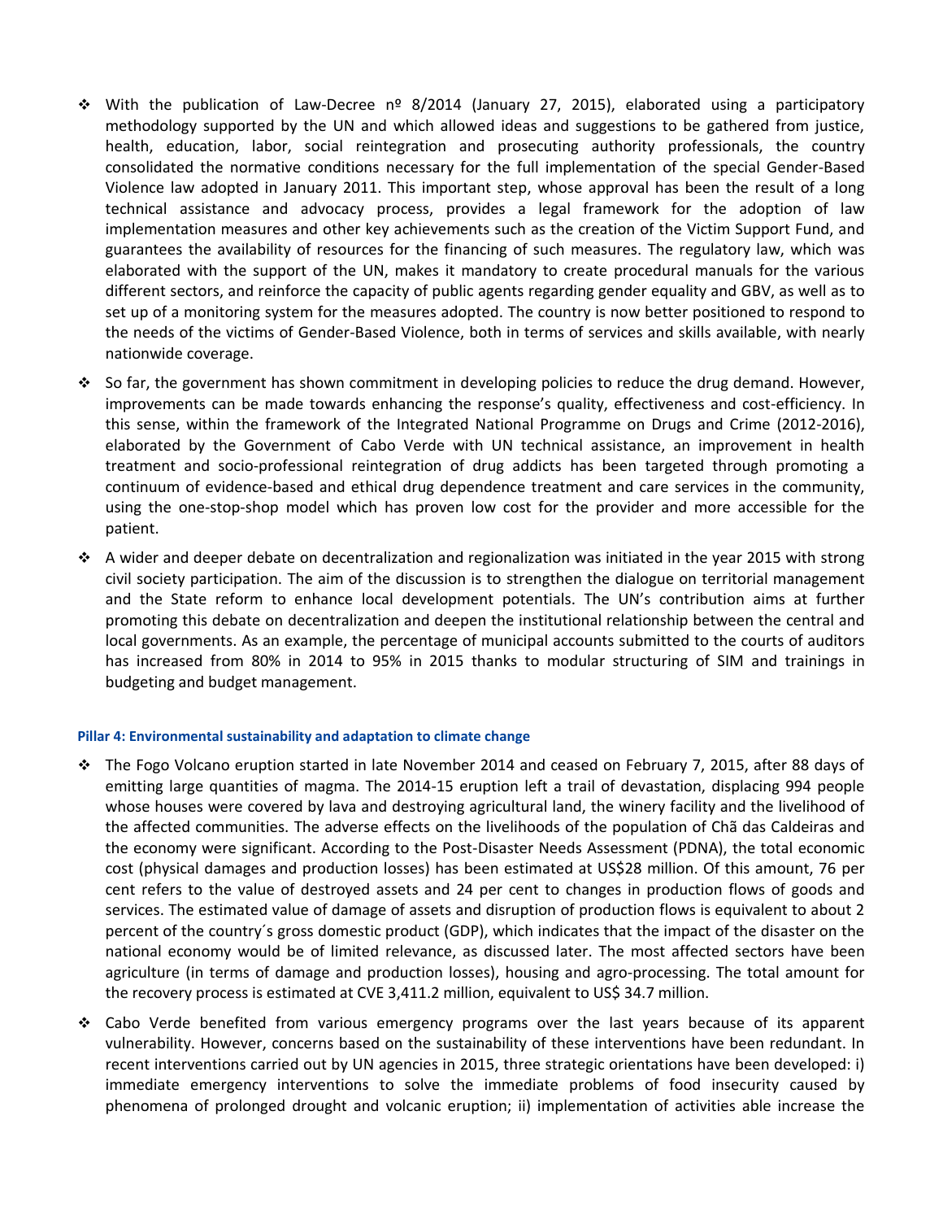- With the publication of Law-Decree nº 8/2014 (January 27, 2015), elaborated using a participatory methodology supported by the UN and which allowed ideas and suggestions to be gathered from justice, health, education, labor, social reintegration and prosecuting authority professionals, the country consolidated the normative conditions necessary for the full implementation of the special Gender-Based Violence law adopted in January 2011. This important step, whose approval has been the result of a long technical assistance and advocacy process, provides a legal framework for the adoption of law implementation measures and other key achievements such as the creation of the Victim Support Fund, and guarantees the availability of resources for the financing of such measures. The regulatory law, which was elaborated with the support of the UN, makes it mandatory to create procedural manuals for the various different sectors, and reinforce the capacity of public agents regarding gender equality and GBV, as well as to set up of a monitoring system for the measures adopted. The country is now better positioned to respond to the needs of the victims of Gender-Based Violence, both in terms of services and skills available, with nearly nationwide coverage.
- So far, the government has shown commitment in developing policies to reduce the drug demand. However, improvements can be made towards enhancing the response's quality, effectiveness and cost-efficiency. In this sense, within the framework of the Integrated National Programme on Drugs and Crime (2012-2016), elaborated by the Government of Cabo Verde with UN technical assistance, an improvement in health treatment and socio-professional reintegration of drug addicts has been targeted through promoting a continuum of evidence-based and ethical drug dependence treatment and care services in the community, using the one-stop-shop model which has proven low cost for the provider and more accessible for the patient.
- A wider and deeper debate on decentralization and regionalization was initiated in the year 2015 with strong civil society participation. The aim of the discussion is to strengthen the dialogue on territorial management and the State reform to enhance local development potentials. The UN's contribution aims at further promoting this debate on decentralization and deepen the institutional relationship between the central and local governments. As an example, the percentage of municipal accounts submitted to the courts of auditors has increased from 80% in 2014 to 95% in 2015 thanks to modular structuring of SIM and trainings in budgeting and budget management.

#### Pillar 4: Environmental sustainability and adaptation to climate change

- The Fogo Volcano eruption started in late November 2014 and ceased on February 7, 2015, after 88 days of emitting large quantities of magma. The 2014-15 eruption left a trail of devastation, displacing 994 people whose houses were covered by lava and destroying agricultural land, the winery facility and the livelihood of the affected communities. The adverse effects on the livelihoods of the population of Chã das Caldeiras and the economy were significant. According to the Post-Disaster Needs Assessment (PDNA), the total economic cost (physical damages and production losses) has been estimated at US$28 million. Of this amount, 76 per cent refers to the value of destroyed assets and 24 per cent to changes in production flows of goods and services. The estimated value of damage of assets and disruption of production flows is equivalent to about 2 percent of the country´s gross domestic product (GDP), which indicates that the impact of the disaster on the national economy would be of limited relevance, as discussed later. The most affected sectors have been agriculture (in terms of damage and production losses), housing and agro-processing. The total amount for the recovery process is estimated at CVE 3,411.2 million, equivalent to US$ 34.7 million.
- Cabo Verde benefited from various emergency programs over the last years because of its apparent vulnerability. However, concerns based on the sustainability of these interventions have been redundant. In recent interventions carried out by UN agencies in 2015, three strategic orientations have been developed: i) immediate emergency interventions to solve the immediate problems of food insecurity caused by phenomena of prolonged drought and volcanic eruption; ii) implementation of activities able increase the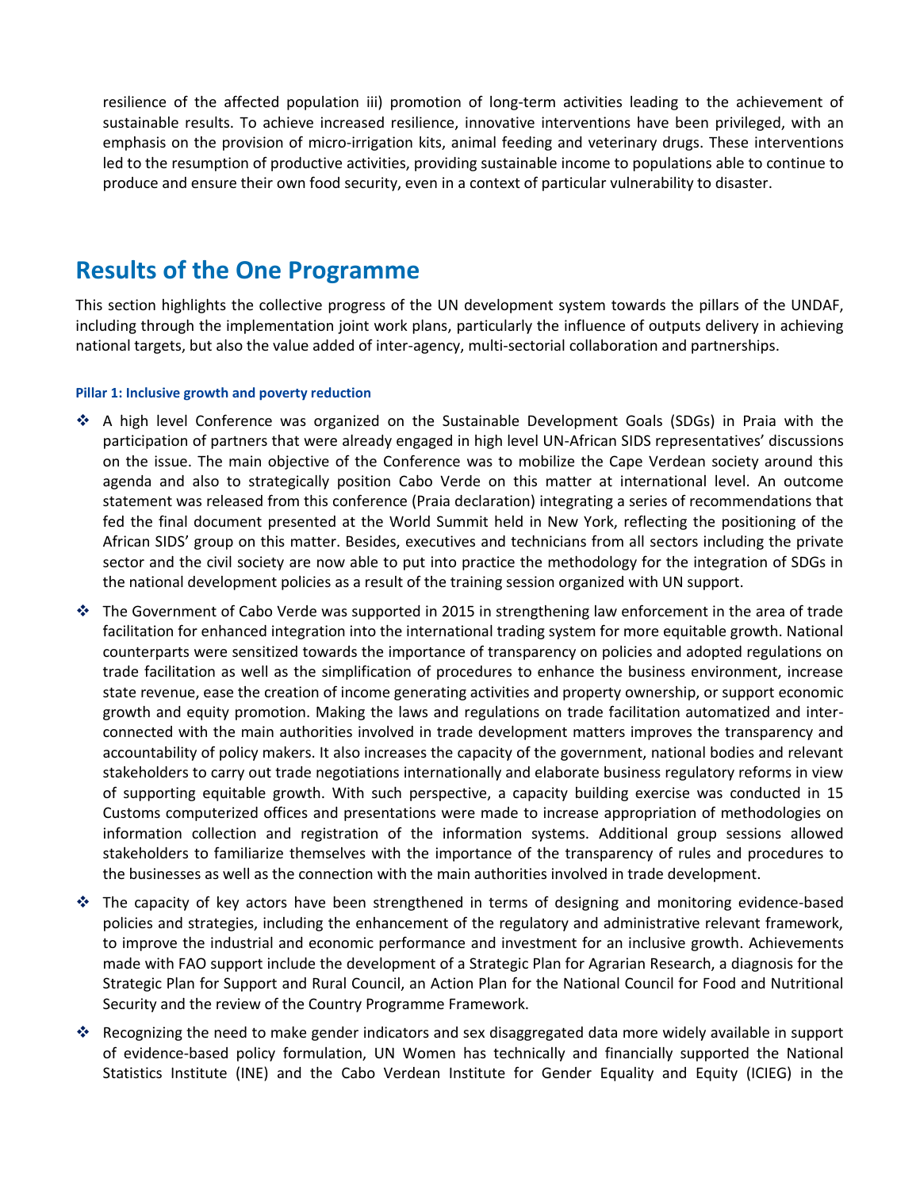resilience of the affected population iii) promotion of long-term activities leading to the achievement of sustainable results. To achieve increased resilience, innovative interventions have been privileged, with an emphasis on the provision of micro-irrigation kits, animal feeding and veterinary drugs. These interventions led to the resumption of productive activities, providing sustainable income to populations able to continue to produce and ensure their own food security, even in a context of particular vulnerability to disaster.

## Results of the One Programme

This section highlights the collective progress of the UN development system towards the pillars of the UNDAF, including through the implementation joint work plans, particularly the influence of outputs delivery in achieving national targets, but also the value added of inter-agency, multi-sectorial collaboration and partnerships.

#### Pillar 1: Inclusive growth and poverty reduction

- A high level Conference was organized on the Sustainable Development Goals (SDGs) in Praia with the participation of partners that were already engaged in high level UN-African SIDS representatives' discussions on the issue. The main objective of the Conference was to mobilize the Cape Verdean society around this agenda and also to strategically position Cabo Verde on this matter at international level. An outcome statement was released from this conference (Praia declaration) integrating a series of recommendations that fed the final document presented at the World Summit held in New York, reflecting the positioning of the African SIDS' group on this matter. Besides, executives and technicians from all sectors including the private sector and the civil society are now able to put into practice the methodology for the integration of SDGs in the national development policies as a result of the training session organized with UN support.
- The Government of Cabo Verde was supported in 2015 in strengthening law enforcement in the area of trade facilitation for enhanced integration into the international trading system for more equitable growth. National counterparts were sensitized towards the importance of transparency on policies and adopted regulations on trade facilitation as well as the simplification of procedures to enhance the business environment, increase state revenue, ease the creation of income generating activities and property ownership, or support economic growth and equity promotion. Making the laws and regulations on trade facilitation automatized and inter-connected with the main authorities involved in trade development matters improves the transparency and accountability of policy makers. It also increases the capacity of the government, national bodies and relevant stakeholders to carry out trade negotiations internationally and elaborate business regulatory reforms in view of supporting equitable growth. With such perspective, a capacity building exercise was conducted in 15 Customs computerized offices and presentations were made to increase appropriation of methodologies on information collection and registration of the information systems. Additional group sessions allowed stakeholders to familiarize themselves with the importance of the transparency of rules and procedures to the businesses as well as the connection with the main authorities involved in trade development.
- The capacity of key actors have been strengthened in terms of designing and monitoring evidence-based policies and strategies, including the enhancement of the regulatory and administrative relevant framework, to improve the industrial and economic performance and investment for an inclusive growth. Achievements made with FAO support include the development of a Strategic Plan for Agrarian Research, a diagnosis for the Strategic Plan for Support and Rural Council, an Action Plan for the National Council for Food and Nutritional Security and the review of the Country Programme Framework.
- Recognizing the need to make gender indicators and sex disaggregated data more widely available in support of evidence-based policy formulation, UN Women has technically and financially supported the National Statistics Institute (INE) and the Cabo Verdean Institute for Gender Equality and Equity (ICIEG) in the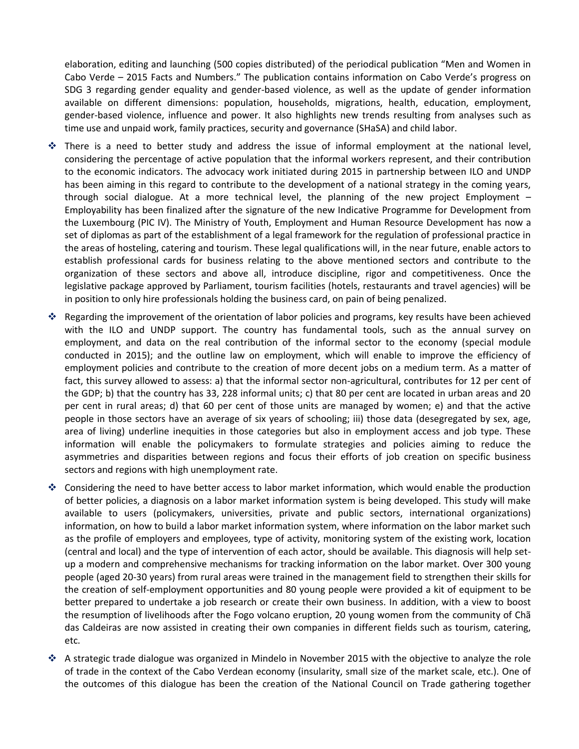elaboration, editing and launching (500 copies distributed) of the periodical publication "Men and Women in Cabo Verde – 2015 Facts and Numbers." The publication contains information on Cabo Verde's progress on SDG 3 regarding gender equality and gender-based violence, as well as the update of gender information available on different dimensions: population, households, migrations, health, education, employment, gender-based violence, influence and power. It also highlights new trends resulting from analyses such as time use and unpaid work, family practices, security and governance (SHaSA) and child labor.

- There is a need to better study and address the issue of informal employment at the national level, considering the percentage of active population that the informal workers represent, and their contribution to the economic indicators. The advocacy work initiated during 2015 in partnership between ILO and UNDP has been aiming in this regard to contribute to the development of a national strategy in the coming years, through social dialogue. At a more technical level, the planning of the new project Employment – Employability has been finalized after the signature of the new Indicative Programme for Development from the Luxembourg (PIC IV). The Ministry of Youth, Employment and Human Resource Development has now a set of diplomas as part of the establishment of a legal framework for the regulation of professional practice in the areas of hosteling, catering and tourism. These legal qualifications will, in the near future, enable actors to establish professional cards for business relating to the above mentioned sectors and contribute to the organization of these sectors and above all, introduce discipline, rigor and competitiveness. Once the legislative package approved by Parliament, tourism facilities (hotels, restaurants and travel agencies) will be in position to only hire professionals holding the business card, on pain of being penalized.
- Regarding the improvement of the orientation of labor policies and programs, key results have been achieved with the ILO and UNDP support. The country has fundamental tools, such as the annual survey on employment, and data on the real contribution of the informal sector to the economy (special module conducted in 2015); and the outline law on employment, which will enable to improve the efficiency of employment policies and contribute to the creation of more decent jobs on a medium term. As a matter of fact, this survey allowed to assess: a) that the informal sector non-agricultural, contributes for 12 per cent of the GDP; b) that the country has 33, 228 informal units; c) that 80 per cent are located in urban areas and 20 per cent in rural areas; d) that 60 per cent of those units are managed by women; e) and that the active people in those sectors have an average of six years of schooling; iii) those data (desegregated by sex, age, area of living) underline inequities in those categories but also in employment access and job type. These information will enable the policymakers to formulate strategies and policies aiming to reduce the asymmetries and disparities between regions and focus their efforts of job creation on specific business sectors and regions with high unemployment rate.
- Considering the need to have better access to labor market information, which would enable the production of better policies, a diagnosis on a labor market information system is being developed. This study will make available to users (policymakers, universities, private and public sectors, international organizations) information, on how to build a labor market information system, where information on the labor market such as the profile of employers and employees, type of activity, monitoring system of the existing work, location (central and local) and the type of intervention of each actor, should be available. This diagnosis will help set-up a modern and comprehensive mechanisms for tracking information on the labor market. Over 300 young people (aged 20-30 years) from rural areas were trained in the management field to strengthen their skills for the creation of self-employment opportunities and 80 young people were provided a kit of equipment to be better prepared to undertake a job research or create their own business. In addition, with a view to boost the resumption of livelihoods after the Fogo volcano eruption, 20 young women from the community of Chã das Caldeiras are now assisted in creating their own companies in different fields such as tourism, catering, etc.
- A strategic trade dialogue was organized in Mindelo in November 2015 with the objective to analyze the role of trade in the context of the Cabo Verdean economy (insularity, small size of the market scale, etc.). One of the outcomes of this dialogue has been the creation of the National Council on Trade gathering together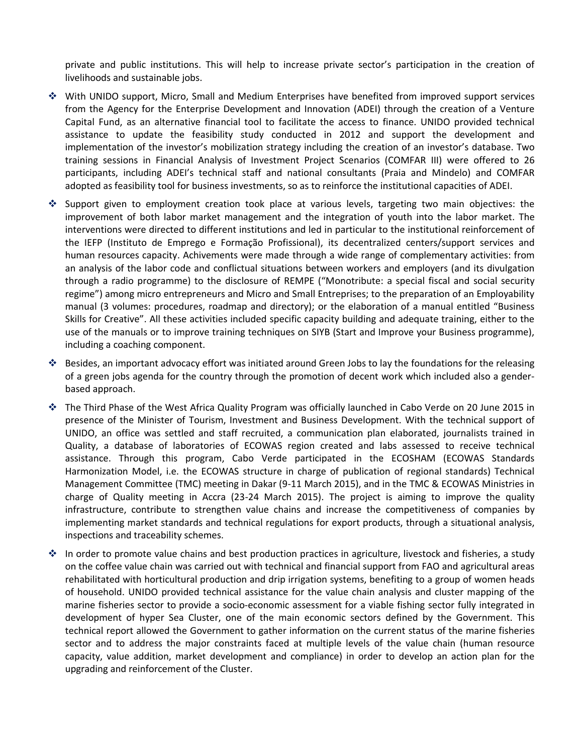private and public institutions. This will help to increase private sector's participation in the creation of livelihoods and sustainable jobs.

- With UNIDO support, Micro, Small and Medium Enterprises have benefited from improved support services from the Agency for the Enterprise Development and Innovation (ADEI) through the creation of a Venture Capital Fund, as an alternative financial tool to facilitate the access to finance. UNIDO provided technical assistance to update the feasibility study conducted in 2012 and support the development and implementation of the investor's mobilization strategy including the creation of an investor's database. Two training sessions in Financial Analysis of Investment Project Scenarios (COMFAR III) were offered to 26 participants, including ADEI's technical staff and national consultants (Praia and Mindelo) and COMFAR adopted as feasibility tool for business investments, so as to reinforce the institutional capacities of ADEI.
- Support given to employment creation took place at various levels, targeting two main objectives: the improvement of both labor market management and the integration of youth into the labor market. The interventions were directed to different institutions and led in particular to the institutional reinforcement of the IEFP (Instituto de Emprego e Formação Profissional), its decentralized centers/support services and human resources capacity. Achivements were made through a wide range of complementary activities: from an analysis of the labor code and conflictual situations between workers and employers (and its divulgation through a radio programme) to the disclosure of REMPE ("Monotribute: a special fiscal and social security regime") among micro entrepreneurs and Micro and Small Entreprises; to the preparation of an Employability manual (3 volumes: procedures, roadmap and directory); or the elaboration of a manual entitled "Business Skills for Creative". All these activities included specific capacity building and adequate training, either to the use of the manuals or to improve training techniques on SIYB (Start and Improve your Business programme), including a coaching component.
- Besides, an important advocacy effort was initiated around Green Jobs to lay the foundations for the releasing of a green jobs agenda for the country through the promotion of decent work which included also a gender-based approach.
- The Third Phase of the West Africa Quality Program was officially launched in Cabo Verde on 20 June 2015 in presence of the Minister of Tourism, Investment and Business Development. With the technical support of UNIDO, an office was settled and staff recruited, a communication plan elaborated, journalists trained in Quality, a database of laboratories of ECOWAS region created and labs assessed to receive technical assistance. Through this program, Cabo Verde participated in the ECOSHAM (ECOWAS Standards Harmonization Model, i.e. the ECOWAS structure in charge of publication of regional standards) Technical Management Committee (TMC) meeting in Dakar (9-11 March 2015), and in the TMC & ECOWAS Ministries in charge of Quality meeting in Accra (23-24 March 2015). The project is aiming to improve the quality infrastructure, contribute to strengthen value chains and increase the competitiveness of companies by implementing market standards and technical regulations for export products, through a situational analysis, inspections and traceability schemes.
- In order to promote value chains and best production practices in agriculture, livestock and fisheries, a study on the coffee value chain was carried out with technical and financial support from FAO and agricultural areas rehabilitated with horticultural production and drip irrigation systems, benefiting to a group of women heads of household. UNIDO provided technical assistance for the value chain analysis and cluster mapping of the marine fisheries sector to provide a socio-economic assessment for a viable fishing sector fully integrated in development of hyper Sea Cluster, one of the main economic sectors defined by the Government. This technical report allowed the Government to gather information on the current status of the marine fisheries sector and to address the major constraints faced at multiple levels of the value chain (human resource capacity, value addition, market development and compliance) in order to develop an action plan for the upgrading and reinforcement of the Cluster.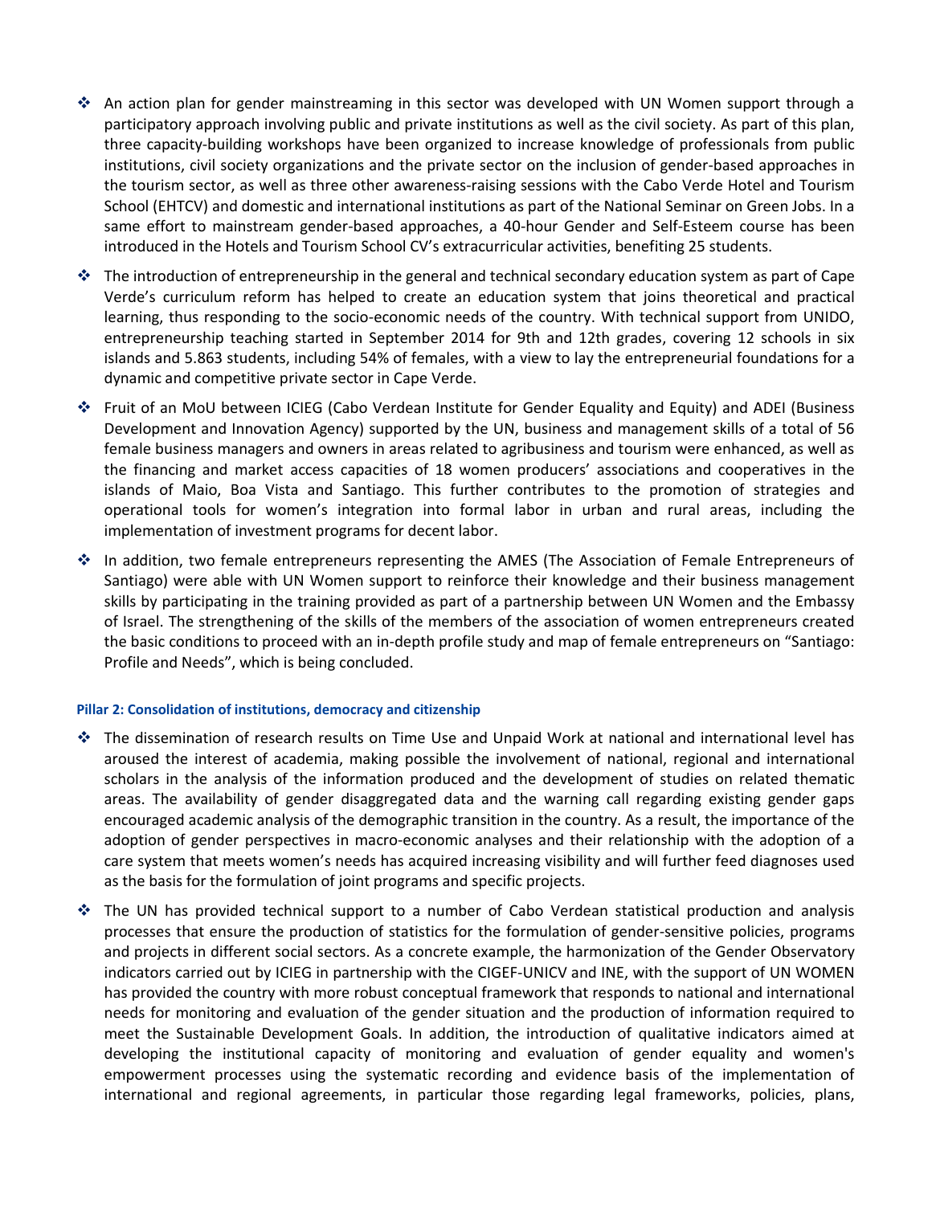- An action plan for gender mainstreaming in this sector was developed with UN Women support through a participatory approach involving public and private institutions as well as the civil society. As part of this plan, three capacity-building workshops have been organized to increase knowledge of professionals from public institutions, civil society organizations and the private sector on the inclusion of gender-based approaches in the tourism sector, as well as three other awareness-raising sessions with the Cabo Verde Hotel and Tourism School (EHTCV) and domestic and international institutions as part of the National Seminar on Green Jobs. In a same effort to mainstream gender-based approaches, a 40-hour Gender and Self-Esteem course has been introduced in the Hotels and Tourism School CV's extracurricular activities, benefiting 25 students.
- The introduction of entrepreneurship in the general and technical secondary education system as part of Cape Verde's curriculum reform has helped to create an education system that joins theoretical and practical learning, thus responding to the socio-economic needs of the country. With technical support from UNIDO, entrepreneurship teaching started in September 2014 for 9th and 12th grades, covering 12 schools in six islands and 5.863 students, including 54% of females, with a view to lay the entrepreneurial foundations for a dynamic and competitive private sector in Cape Verde.
- Fruit of an MoU between ICIEG (Cabo Verdean Institute for Gender Equality and Equity) and ADEI (Business Development and Innovation Agency) supported by the UN, business and management skills of a total of 56 female business managers and owners in areas related to agribusiness and tourism were enhanced, as well as the financing and market access capacities of 18 women producers' associations and cooperatives in the islands of Maio, Boa Vista and Santiago. This further contributes to the promotion of strategies and operational tools for women's integration into formal labor in urban and rural areas, including the implementation of investment programs for decent labor.
- In addition, two female entrepreneurs representing the AMES (The Association of Female Entrepreneurs of Santiago) were able with UN Women support to reinforce their knowledge and their business management skills by participating in the training provided as part of a partnership between UN Women and the Embassy of Israel. The strengthening of the skills of the members of the association of women entrepreneurs created the basic conditions to proceed with an in-depth profile study and map of female entrepreneurs on "Santiago: Profile and Needs", which is being concluded.

#### Pillar 2: Consolidation of institutions, democracy and citizenship

- The dissemination of research results on Time Use and Unpaid Work at national and international level has aroused the interest of academia, making possible the involvement of national, regional and international scholars in the analysis of the information produced and the development of studies on related thematic areas. The availability of gender disaggregated data and the warning call regarding existing gender gaps encouraged academic analysis of the demographic transition in the country. As a result, the importance of the adoption of gender perspectives in macro-economic analyses and their relationship with the adoption of a care system that meets women's needs has acquired increasing visibility and will further feed diagnoses used as the basis for the formulation of joint programs and specific projects.
- The UN has provided technical support to a number of Cabo Verdean statistical production and analysis processes that ensure the production of statistics for the formulation of gender-sensitive policies, programs and projects in different social sectors. As a concrete example, the harmonization of the Gender Observatory indicators carried out by ICIEG in partnership with the CIGEF-UNICV and INE, with the support of UN WOMEN has provided the country with more robust conceptual framework that responds to national and international needs for monitoring and evaluation of the gender situation and the production of information required to meet the Sustainable Development Goals. In addition, the introduction of qualitative indicators aimed at developing the institutional capacity of monitoring and evaluation of gender equality and women's empowerment processes using the systematic recording and evidence basis of the implementation of international and regional agreements, in particular those regarding legal frameworks, policies, plans,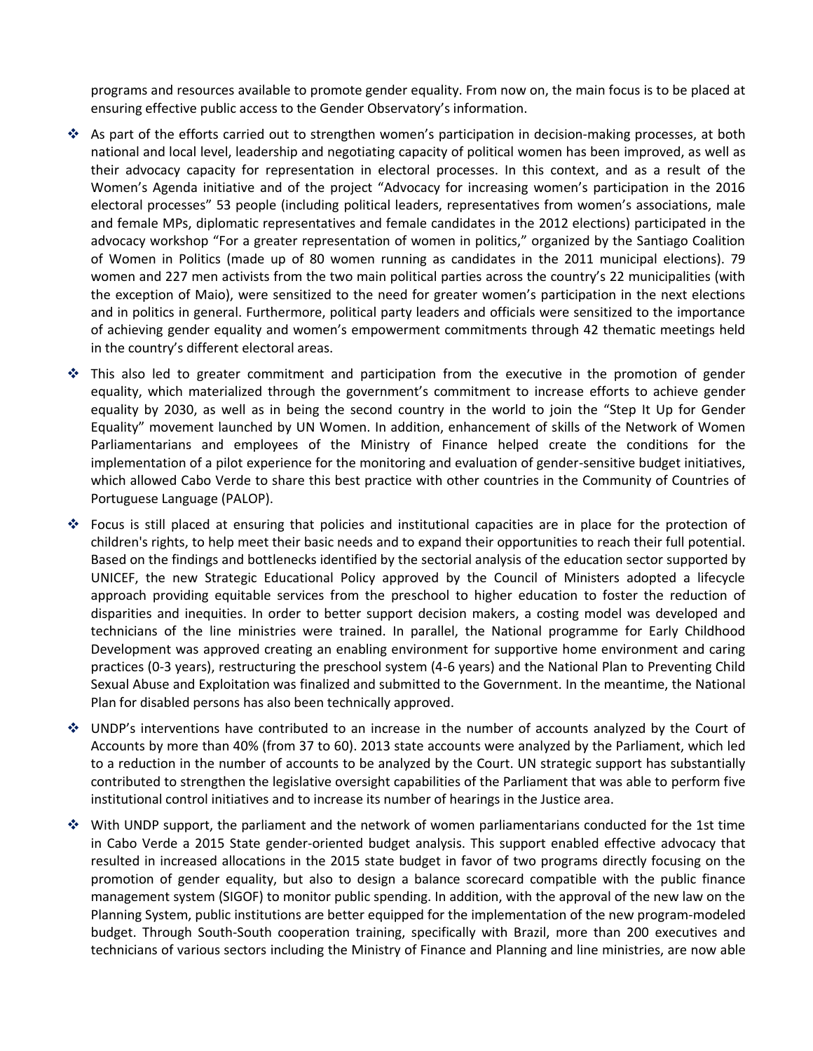programs and resources available to promote gender equality. From now on, the main focus is to be placed at ensuring effective public access to the Gender Observatory's information.

- As part of the efforts carried out to strengthen women's participation in decision-making processes, at both national and local level, leadership and negotiating capacity of political women has been improved, as well as their advocacy capacity for representation in electoral processes. In this context, and as a result of the Women's Agenda initiative and of the project "Advocacy for increasing women's participation in the 2016 electoral processes" 53 people (including political leaders, representatives from women's associations, male and female MPs, diplomatic representatives and female candidates in the 2012 elections) participated in the advocacy workshop "For a greater representation of women in politics," organized by the Santiago Coalition of Women in Politics (made up of 80 women running as candidates in the 2011 municipal elections). 79 women and 227 men activists from the two main political parties across the country's 22 municipalities (with the exception of Maio), were sensitized to the need for greater women's participation in the next elections and in politics in general. Furthermore, political party leaders and officials were sensitized to the importance of achieving gender equality and women's empowerment commitments through 42 thematic meetings held in the country's different electoral areas.

- This also led to greater commitment and participation from the executive in the promotion of gender equality, which materialized through the government's commitment to increase efforts to achieve gender equality by 2030, as well as in being the second country in the world to join the "Step It Up for Gender Equality" movement launched by UN Women. In addition, enhancement of skills of the Network of Women Parliamentarians and employees of the Ministry of Finance helped create the conditions for the implementation of a pilot experience for the monitoring and evaluation of gender-sensitive budget initiatives, which allowed Cabo Verde to share this best practice with other countries in the Community of Countries of Portuguese Language (PALOP).

- Focus is still placed at ensuring that policies and institutional capacities are in place for the protection of children's rights, to help meet their basic needs and to expand their opportunities to reach their full potential. Based on the findings and bottlenecks identified by the sectorial analysis of the education sector supported by UNICEF, the new Strategic Educational Policy approved by the Council of Ministers adopted a lifecycle approach providing equitable services from the preschool to higher education to foster the reduction of disparities and inequities. In order to better support decision makers, a costing model was developed and technicians of the line ministries were trained. In parallel, the National programme for Early Childhood Development was approved creating an enabling environment for supportive home environment and caring practices (0-3 years), restructuring the preschool system (4-6 years) and the National Plan to Preventing Child Sexual Abuse and Exploitation was finalized and submitted to the Government. In the meantime, the National Plan for disabled persons has also been technically approved.

- UNDP's interventions have contributed to an increase in the number of accounts analyzed by the Court of Accounts by more than 40% (from 37 to 60). 2013 state accounts were analyzed by the Parliament, which led to a reduction in the number of accounts to be analyzed by the Court. UN strategic support has substantially contributed to strengthen the legislative oversight capabilities of the Parliament that was able to perform five institutional control initiatives and to increase its number of hearings in the Justice area.

- With UNDP support, the parliament and the network of women parliamentarians conducted for the 1st time in Cabo Verde a 2015 State gender-oriented budget analysis. This support enabled effective advocacy that resulted in increased allocations in the 2015 state budget in favor of two programs directly focusing on the promotion of gender equality, but also to design a balance scorecard compatible with the public finance management system (SIGOF) to monitor public spending. In addition, with the approval of the new law on the Planning System, public institutions are better equipped for the implementation of the new program-modeled budget. Through South-South cooperation training, specifically with Brazil, more than 200 executives and technicians of various sectors including the Ministry of Finance and Planning and line ministries, are now able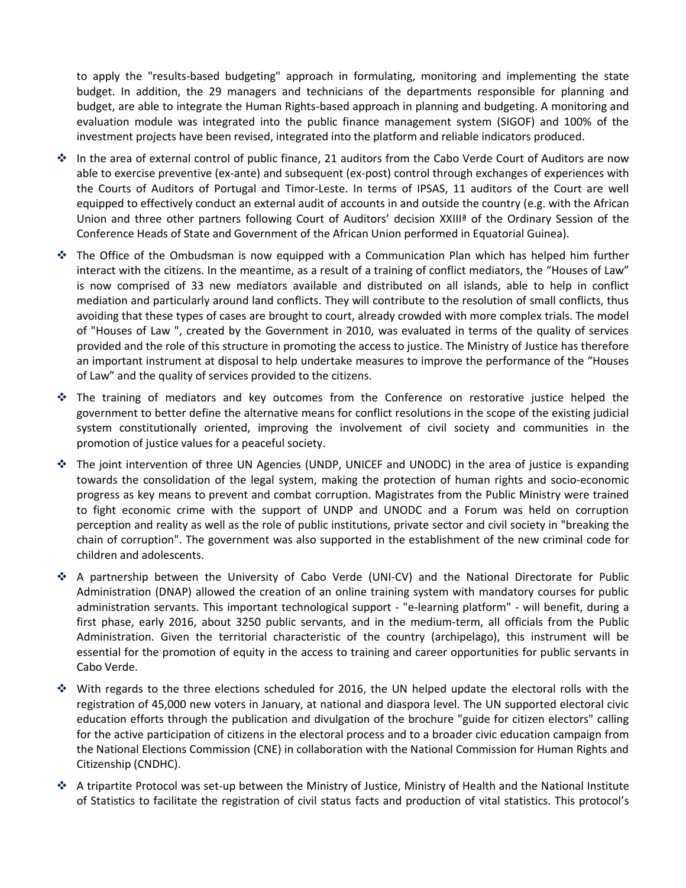to apply the "results-based budgeting" approach in formulating, monitoring and implementing the state budget. In addition, the 29 managers and technicians of the departments responsible for planning and budget, are able to integrate the Human Rights-based approach in planning and budgeting. A monitoring and evaluation module was integrated into the public finance management system (SIGOF) and 100% of the investment projects have been revised, integrated into the platform and reliable indicators produced.

- In the area of external control of public finance, 21 auditors from the Cabo Verde Court of Auditors are now able to exercise preventive (ex-ante) and subsequent (ex-post) control through exchanges of experiences with the Courts of Auditors of Portugal and Timor-Leste. In terms of IPSAS, 11 auditors of the Court are well equipped to effectively conduct an external audit of accounts in and outside the country (e.g. with the African Union and three other partners following Court of Auditors' decision XXIIIª of the Ordinary Session of the Conference Heads of State and Government of the African Union performed in Equatorial Guinea).
- The Office of the Ombudsman is now equipped with a Communication Plan which has helped him further interact with the citizens. In the meantime, as a result of a training of conflict mediators, the "Houses of Law" is now comprised of 33 new mediators available and distributed on all islands, able to help in conflict mediation and particularly around land conflicts. They will contribute to the resolution of small conflicts, thus avoiding that these types of cases are brought to court, already crowded with more complex trials. The model of "Houses of Law ", created by the Government in 2010, was evaluated in terms of the quality of services provided and the role of this structure in promoting the access to justice. The Ministry of Justice has therefore an important instrument at disposal to help undertake measures to improve the performance of the "Houses of Law" and the quality of services provided to the citizens.
- The training of mediators and key outcomes from the Conference on restorative justice helped the government to better define the alternative means for conflict resolutions in the scope of the existing judicial system constitutionally oriented, improving the involvement of civil society and communities in the promotion of justice values for a peaceful society.
- The joint intervention of three UN Agencies (UNDP, UNICEF and UNODC) in the area of justice is expanding towards the consolidation of the legal system, making the protection of human rights and socio-economic progress as key means to prevent and combat corruption. Magistrates from the Public Ministry were trained to fight economic crime with the support of UNDP and UNODC and a Forum was held on corruption perception and reality as well as the role of public institutions, private sector and civil society in "breaking the chain of corruption". The government was also supported in the establishment of the new criminal code for children and adolescents.
- A partnership between the University of Cabo Verde (UNI-CV) and the National Directorate for Public Administration (DNAP) allowed the creation of an online training system with mandatory courses for public administration servants. This important technological support - "e-learning platform" - will benefit, during a first phase, early 2016, about 3250 public servants, and in the medium-term, all officials from the Public Administration. Given the territorial characteristic of the country (archipelago), this instrument will be essential for the promotion of equity in the access to training and career opportunities for public servants in Cabo Verde.
- With regards to the three elections scheduled for 2016, the UN helped update the electoral rolls with the registration of 45,000 new voters in January, at national and diaspora level. The UN supported electoral civic education efforts through the publication and divulgation of the brochure "guide for citizen electors" calling for the active participation of citizens in the electoral process and to a broader civic education campaign from the National Elections Commission (CNE) in collaboration with the National Commission for Human Rights and Citizenship (CNDHC).
- A tripartite Protocol was set-up between the Ministry of Justice, Ministry of Health and the National Institute of Statistics to facilitate the registration of civil status facts and production of vital statistics. This protocol's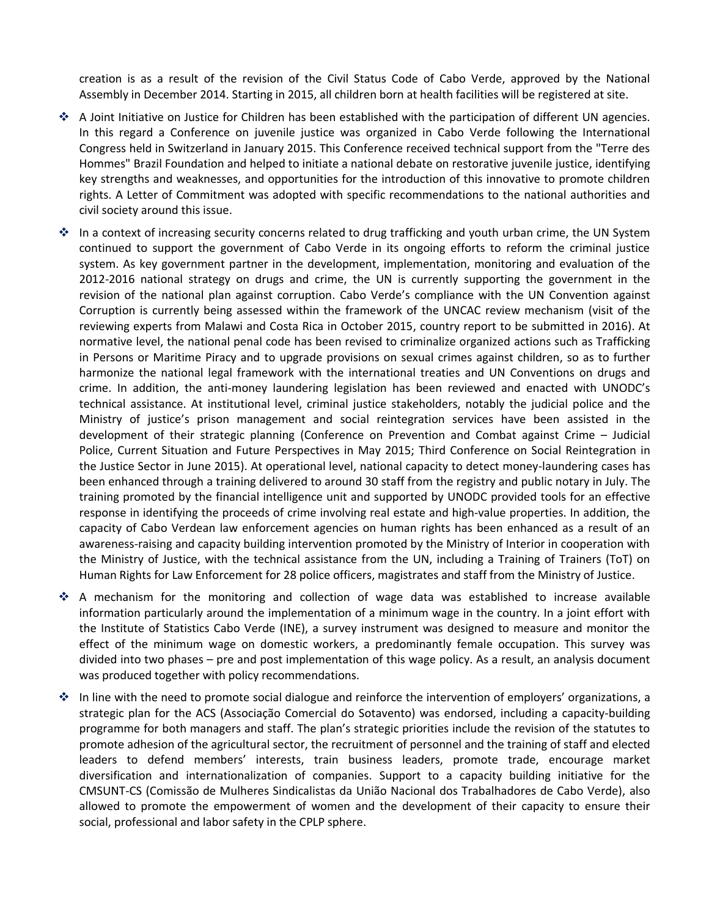creation is as a result of the revision of the Civil Status Code of Cabo Verde, approved by the National Assembly in December 2014. Starting in 2015, all children born at health facilities will be registered at site.

- A Joint Initiative on Justice for Children has been established with the participation of different UN agencies. In this regard a Conference on juvenile justice was organized in Cabo Verde following the International Congress held in Switzerland in January 2015. This Conference received technical support from the "Terre des Hommes" Brazil Foundation and helped to initiate a national debate on restorative juvenile justice, identifying key strengths and weaknesses, and opportunities for the introduction of this innovative to promote children rights. A Letter of Commitment was adopted with specific recommendations to the national authorities and civil society around this issue.

- In a context of increasing security concerns related to drug trafficking and youth urban crime, the UN System continued to support the government of Cabo Verde in its ongoing efforts to reform the criminal justice system. As key government partner in the development, implementation, monitoring and evaluation of the 2012-2016 national strategy on drugs and crime, the UN is currently supporting the government in the revision of the national plan against corruption. Cabo Verde's compliance with the UN Convention against Corruption is currently being assessed within the framework of the UNCAC review mechanism (visit of the reviewing experts from Malawi and Costa Rica in October 2015, country report to be submitted in 2016). At normative level, the national penal code has been revised to criminalize organized actions such as Trafficking in Persons or Maritime Piracy and to upgrade provisions on sexual crimes against children, so as to further harmonize the national legal framework with the international treaties and UN Conventions on drugs and crime. In addition, the anti-money laundering legislation has been reviewed and enacted with UNODC's technical assistance. At institutional level, criminal justice stakeholders, notably the judicial police and the Ministry of justice's prison management and social reintegration services have been assisted in the development of their strategic planning (Conference on Prevention and Combat against Crime – Judicial Police, Current Situation and Future Perspectives in May 2015; Third Conference on Social Reintegration in the Justice Sector in June 2015). At operational level, national capacity to detect money-laundering cases has been enhanced through a training delivered to around 30 staff from the registry and public notary in July. The training promoted by the financial intelligence unit and supported by UNODC provided tools for an effective response in identifying the proceeds of crime involving real estate and high-value properties. In addition, the capacity of Cabo Verdean law enforcement agencies on human rights has been enhanced as a result of an awareness-raising and capacity building intervention promoted by the Ministry of Interior in cooperation with the Ministry of Justice, with the technical assistance from the UN, including a Training of Trainers (ToT) on Human Rights for Law Enforcement for 28 police officers, magistrates and staff from the Ministry of Justice.

- A mechanism for the monitoring and collection of wage data was established to increase available information particularly around the implementation of a minimum wage in the country. In a joint effort with the Institute of Statistics Cabo Verde (INE), a survey instrument was designed to measure and monitor the effect of the minimum wage on domestic workers, a predominantly female occupation. This survey was divided into two phases – pre and post implementation of this wage policy. As a result, an analysis document was produced together with policy recommendations.

- In line with the need to promote social dialogue and reinforce the intervention of employers' organizations, a strategic plan for the ACS (Associação Comercial do Sotavento) was endorsed, including a capacity-building programme for both managers and staff. The plan's strategic priorities include the revision of the statutes to promote adhesion of the agricultural sector, the recruitment of personnel and the training of staff and elected leaders to defend members' interests, train business leaders, promote trade, encourage market diversification and internationalization of companies. Support to a capacity building initiative for the CMSUNT-CS (Comissão de Mulheres Sindicalistas da União Nacional dos Trabalhadores de Cabo Verde), also allowed to promote the empowerment of women and the development of their capacity to ensure their social, professional and labor safety in the CPLP sphere.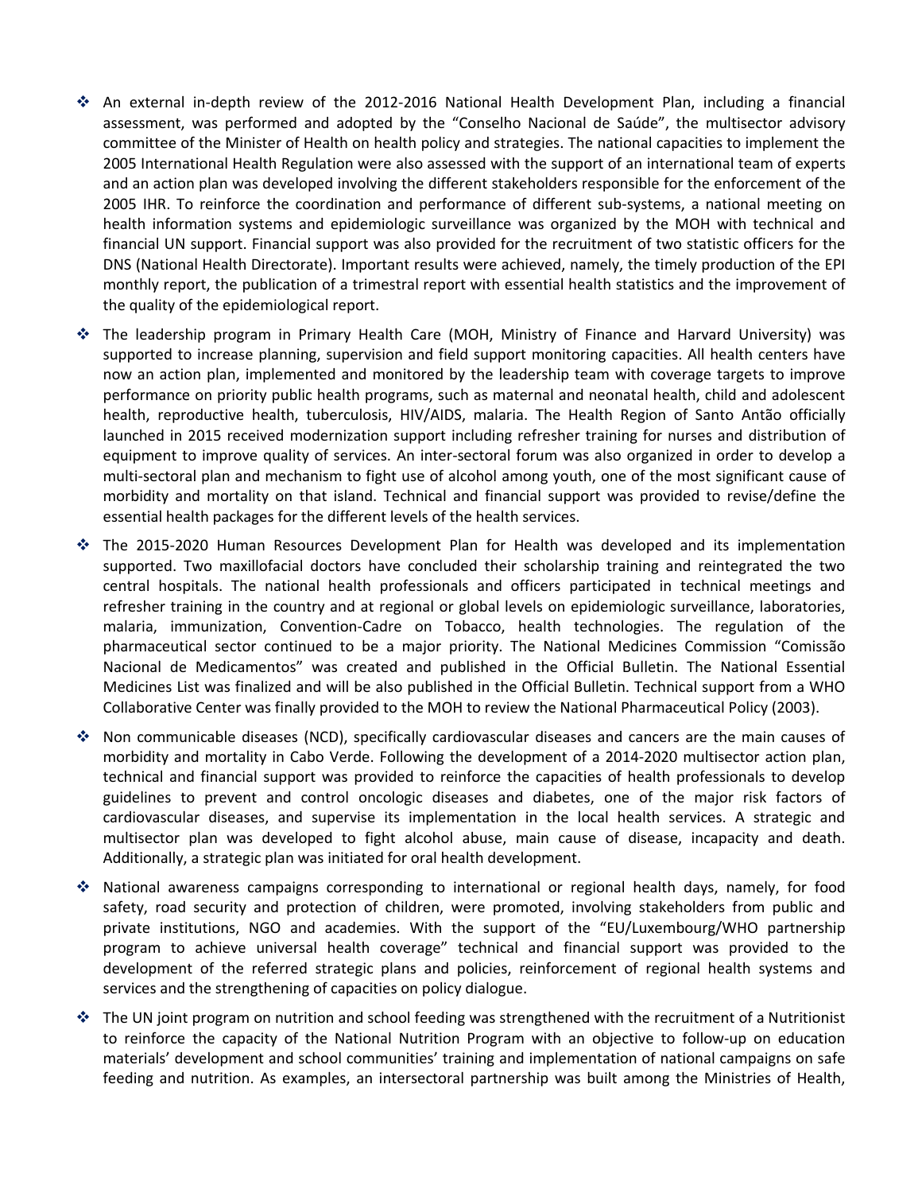- An external in-depth review of the 2012-2016 National Health Development Plan, including a financial assessment, was performed and adopted by the "Conselho Nacional de Saúde", the multisector advisory committee of the Minister of Health on health policy and strategies. The national capacities to implement the 2005 International Health Regulation were also assessed with the support of an international team of experts and an action plan was developed involving the different stakeholders responsible for the enforcement of the 2005 IHR. To reinforce the coordination and performance of different sub-systems, a national meeting on health information systems and epidemiologic surveillance was organized by the MOH with technical and financial UN support. Financial support was also provided for the recruitment of two statistic officers for the DNS (National Health Directorate). Important results were achieved, namely, the timely production of the EPI monthly report, the publication of a trimestral report with essential health statistics and the improvement of the quality of the epidemiological report.

- The leadership program in Primary Health Care (MOH, Ministry of Finance and Harvard University) was supported to increase planning, supervision and field support monitoring capacities. All health centers have now an action plan, implemented and monitored by the leadership team with coverage targets to improve performance on priority public health programs, such as maternal and neonatal health, child and adolescent health, reproductive health, tuberculosis, HIV/AIDS, malaria. The Health Region of Santo Antão officially launched in 2015 received modernization support including refresher training for nurses and distribution of equipment to improve quality of services. An inter-sectoral forum was also organized in order to develop a multi-sectoral plan and mechanism to fight use of alcohol among youth, one of the most significant cause of morbidity and mortality on that island. Technical and financial support was provided to revise/define the essential health packages for the different levels of the health services.

- The 2015-2020 Human Resources Development Plan for Health was developed and its implementation supported. Two maxillofacial doctors have concluded their scholarship training and reintegrated the two central hospitals. The national health professionals and officers participated in technical meetings and refresher training in the country and at regional or global levels on epidemiologic surveillance, laboratories, malaria, immunization, Convention-Cadre on Tobacco, health technologies. The regulation of the pharmaceutical sector continued to be a major priority. The National Medicines Commission "Comissão Nacional de Medicamentos" was created and published in the Official Bulletin. The National Essential Medicines List was finalized and will be also published in the Official Bulletin. Technical support from a WHO Collaborative Center was finally provided to the MOH to review the National Pharmaceutical Policy (2003).

- Non communicable diseases (NCD), specifically cardiovascular diseases and cancers are the main causes of morbidity and mortality in Cabo Verde. Following the development of a 2014-2020 multisector action plan, technical and financial support was provided to reinforce the capacities of health professionals to develop guidelines to prevent and control oncologic diseases and diabetes, one of the major risk factors of cardiovascular diseases, and supervise its implementation in the local health services. A strategic and multisector plan was developed to fight alcohol abuse, main cause of disease, incapacity and death. Additionally, a strategic plan was initiated for oral health development.

- National awareness campaigns corresponding to international or regional health days, namely, for food safety, road security and protection of children, were promoted, involving stakeholders from public and private institutions, NGO and academies. With the support of the "EU/Luxembourg/WHO partnership program to achieve universal health coverage" technical and financial support was provided to the development of the referred strategic plans and policies, reinforcement of regional health systems and services and the strengthening of capacities on policy dialogue.

- The UN joint program on nutrition and school feeding was strengthened with the recruitment of a Nutritionist to reinforce the capacity of the National Nutrition Program with an objective to follow-up on education materials' development and school communities' training and implementation of national campaigns on safe feeding and nutrition. As examples, an intersectoral partnership was built among the Ministries of Health,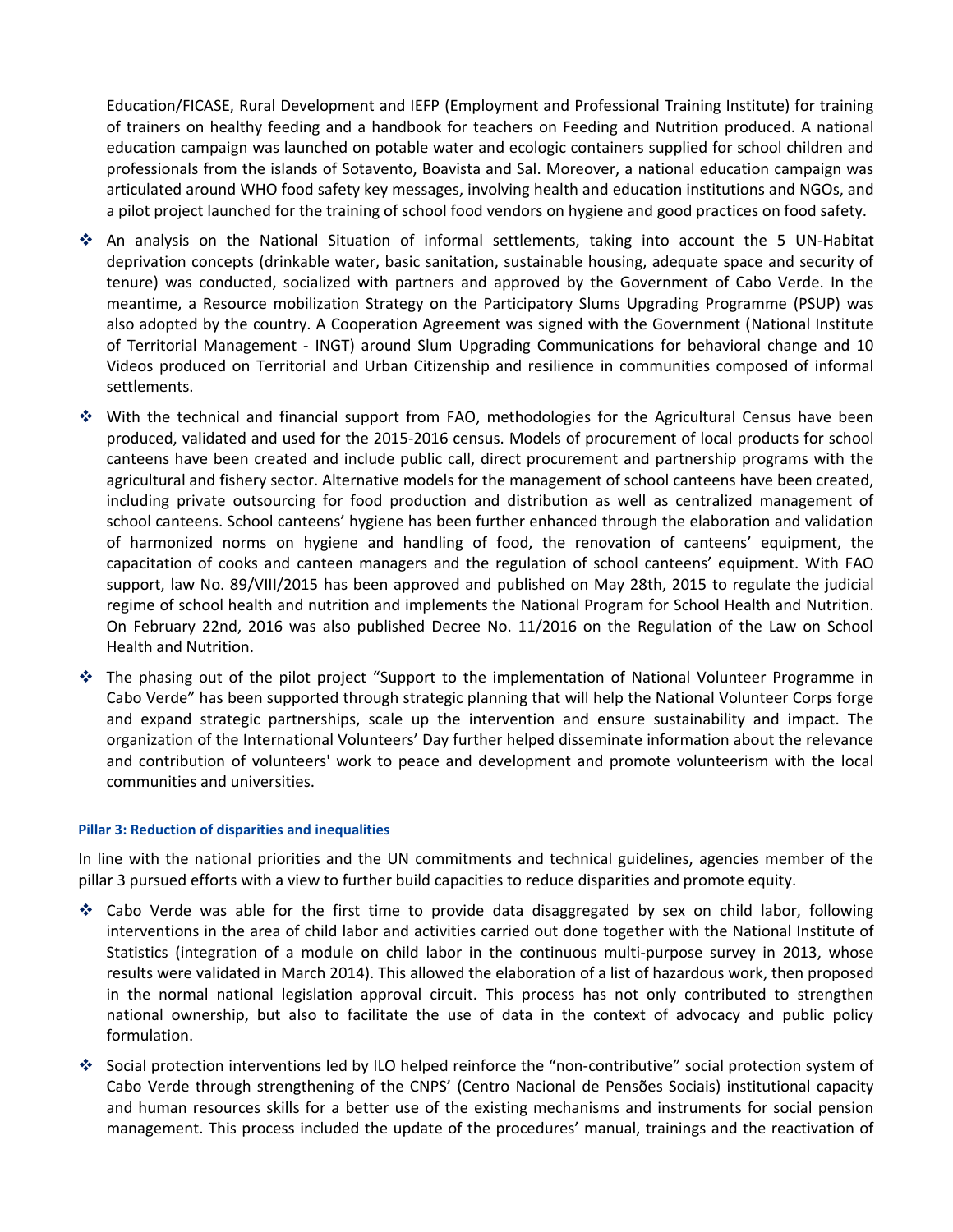Education/FICASE, Rural Development and IEFP (Employment and Professional Training Institute) for training of trainers on healthy feeding and a handbook for teachers on Feeding and Nutrition produced. A national education campaign was launched on potable water and ecologic containers supplied for school children and professionals from the islands of Sotavento, Boavista and Sal. Moreover, a national education campaign was articulated around WHO food safety key messages, involving health and education institutions and NGOs, and a pilot project launched for the training of school food vendors on hygiene and good practices on food safety.

- ❖ An analysis on the National Situation of informal settlements, taking into account the 5 UN-Habitat deprivation concepts (drinkable water, basic sanitation, sustainable housing, adequate space and security of tenure) was conducted, socialized with partners and approved by the Government of Cabo Verde. In the meantime, a Resource mobilization Strategy on the Participatory Slums Upgrading Programme (PSUP) was also adopted by the country. A Cooperation Agreement was signed with the Government (National Institute of Territorial Management - INGT) around Slum Upgrading Communications for behavioral change and 10 Videos produced on Territorial and Urban Citizenship and resilience in communities composed of informal settlements.
- ❖ With the technical and financial support from FAO, methodologies for the Agricultural Census have been produced, validated and used for the 2015-2016 census. Models of procurement of local products for school canteens have been created and include public call, direct procurement and partnership programs with the agricultural and fishery sector. Alternative models for the management of school canteens have been created, including private outsourcing for food production and distribution as well as centralized management of school canteens. School canteens' hygiene has been further enhanced through the elaboration and validation of harmonized norms on hygiene and handling of food, the renovation of canteens' equipment, the capacitation of cooks and canteen managers and the regulation of school canteens' equipment. With FAO support, law No. 89/VIII/2015 has been approved and published on May 28th, 2015 to regulate the judicial regime of school health and nutrition and implements the National Program for School Health and Nutrition. On February 22nd, 2016 was also published Decree No. 11/2016 on the Regulation of the Law on School Health and Nutrition.
- ❖ The phasing out of the pilot project "Support to the implementation of National Volunteer Programme in Cabo Verde" has been supported through strategic planning that will help the National Volunteer Corps forge and expand strategic partnerships, scale up the intervention and ensure sustainability and impact. The organization of the International Volunteers' Day further helped disseminate information about the relevance and contribution of volunteers' work to peace and development and promote volunteerism with the local communities and universities.

#### Pillar 3: Reduction of disparities and inequalities

In line with the national priorities and the UN commitments and technical guidelines, agencies member of the pillar 3 pursued efforts with a view to further build capacities to reduce disparities and promote equity.

- ❖ Cabo Verde was able for the first time to provide data disaggregated by sex on child labor, following interventions in the area of child labor and activities carried out done together with the National Institute of Statistics (integration of a module on child labor in the continuous multi-purpose survey in 2013, whose results were validated in March 2014). This allowed the elaboration of a list of hazardous work, then proposed in the normal national legislation approval circuit. This process has not only contributed to strengthen national ownership, but also to facilitate the use of data in the context of advocacy and public policy formulation.
- ❖ Social protection interventions led by ILO helped reinforce the "non-contributive" social protection system of Cabo Verde through strengthening of the CNPS' (Centro Nacional de Pensões Sociais) institutional capacity and human resources skills for a better use of the existing mechanisms and instruments for social pension management. This process included the update of the procedures' manual, trainings and the reactivation of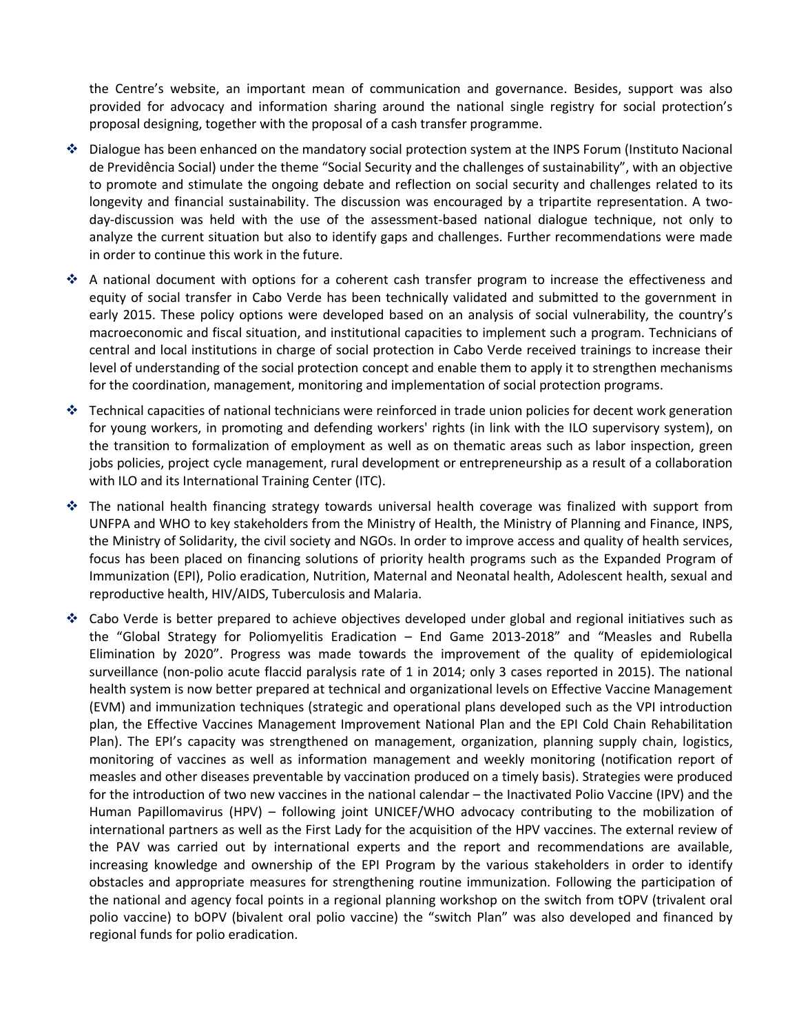the Centre's website, an important mean of communication and governance. Besides, support was also provided for advocacy and information sharing around the national single registry for social protection's proposal designing, together with the proposal of a cash transfer programme.

- Dialogue has been enhanced on the mandatory social protection system at the INPS Forum (Instituto Nacional de Previdência Social) under the theme "Social Security and the challenges of sustainability", with an objective to promote and stimulate the ongoing debate and reflection on social security and challenges related to its longevity and financial sustainability. The discussion was encouraged by a tripartite representation. A two-day-discussion was held with the use of the assessment-based national dialogue technique, not only to analyze the current situation but also to identify gaps and challenges. Further recommendations were made in order to continue this work in the future.
- A national document with options for a coherent cash transfer program to increase the effectiveness and equity of social transfer in Cabo Verde has been technically validated and submitted to the government in early 2015. These policy options were developed based on an analysis of social vulnerability, the country's macroeconomic and fiscal situation, and institutional capacities to implement such a program. Technicians of central and local institutions in charge of social protection in Cabo Verde received trainings to increase their level of understanding of the social protection concept and enable them to apply it to strengthen mechanisms for the coordination, management, monitoring and implementation of social protection programs.
- Technical capacities of national technicians were reinforced in trade union policies for decent work generation for young workers, in promoting and defending workers' rights (in link with the ILO supervisory system), on the transition to formalization of employment as well as on thematic areas such as labor inspection, green jobs policies, project cycle management, rural development or entrepreneurship as a result of a collaboration with ILO and its International Training Center (ITC).
- The national health financing strategy towards universal health coverage was finalized with support from UNFPA and WHO to key stakeholders from the Ministry of Health, the Ministry of Planning and Finance, INPS, the Ministry of Solidarity, the civil society and NGOs. In order to improve access and quality of health services, focus has been placed on financing solutions of priority health programs such as the Expanded Program of Immunization (EPI), Polio eradication, Nutrition, Maternal and Neonatal health, Adolescent health, sexual and reproductive health, HIV/AIDS, Tuberculosis and Malaria.
- Cabo Verde is better prepared to achieve objectives developed under global and regional initiatives such as the "Global Strategy for Poliomyelitis Eradication – End Game 2013-2018" and "Measles and Rubella Elimination by 2020". Progress was made towards the improvement of the quality of epidemiological surveillance (non-polio acute flaccid paralysis rate of 1 in 2014; only 3 cases reported in 2015). The national health system is now better prepared at technical and organizational levels on Effective Vaccine Management (EVM) and immunization techniques (strategic and operational plans developed such as the VPI introduction plan, the Effective Vaccines Management Improvement National Plan and the EPI Cold Chain Rehabilitation Plan). The EPI's capacity was strengthened on management, organization, planning supply chain, logistics, monitoring of vaccines as well as information management and weekly monitoring (notification report of measles and other diseases preventable by vaccination produced on a timely basis). Strategies were produced for the introduction of two new vaccines in the national calendar – the Inactivated Polio Vaccine (IPV) and the Human Papillomavirus (HPV) – following joint UNICEF/WHO advocacy contributing to the mobilization of international partners as well as the First Lady for the acquisition of the HPV vaccines. The external review of the PAV was carried out by international experts and the report and recommendations are available, increasing knowledge and ownership of the EPI Program by the various stakeholders in order to identify obstacles and appropriate measures for strengthening routine immunization. Following the participation of the national and agency focal points in a regional planning workshop on the switch from tOPV (trivalent oral polio vaccine) to bOPV (bivalent oral polio vaccine) the "switch Plan" was also developed and financed by regional funds for polio eradication.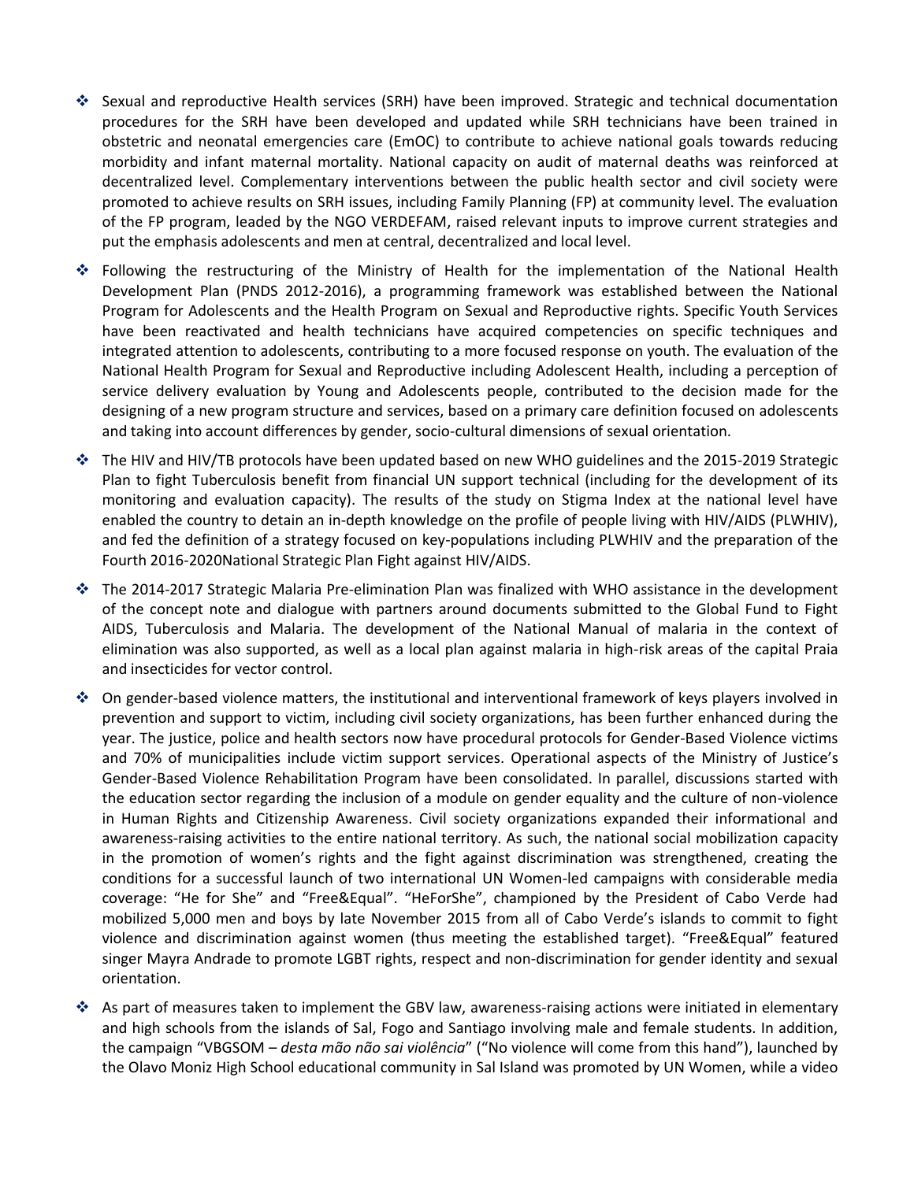- Sexual and reproductive Health services (SRH) have been improved. Strategic and technical documentation procedures for the SRH have been developed and updated while SRH technicians have been trained in obstetric and neonatal emergencies care (EmOC) to contribute to achieve national goals towards reducing morbidity and infant maternal mortality. National capacity on audit of maternal deaths was reinforced at decentralized level. Complementary interventions between the public health sector and civil society were promoted to achieve results on SRH issues, including Family Planning (FP) at community level. The evaluation of the FP program, leaded by the NGO VERDEFAM, raised relevant inputs to improve current strategies and put the emphasis adolescents and men at central, decentralized and local level.

- Following the restructuring of the Ministry of Health for the implementation of the National Health Development Plan (PNDS 2012-2016), a programming framework was established between the National Program for Adolescents and the Health Program on Sexual and Reproductive rights. Specific Youth Services have been reactivated and health technicians have acquired competencies on specific techniques and integrated attention to adolescents, contributing to a more focused response on youth. The evaluation of the National Health Program for Sexual and Reproductive including Adolescent Health, including a perception of service delivery evaluation by Young and Adolescents people, contributed to the decision made for the designing of a new program structure and services, based on a primary care definition focused on adolescents and taking into account differences by gender, socio-cultural dimensions of sexual orientation.

- The HIV and HIV/TB protocols have been updated based on new WHO guidelines and the 2015-2019 Strategic Plan to fight Tuberculosis benefit from financial UN support technical (including for the development of its monitoring and evaluation capacity). The results of the study on Stigma Index at the national level have enabled the country to detain an in-depth knowledge on the profile of people living with HIV/AIDS (PLWHIV), and fed the definition of a strategy focused on key-populations including PLWHIV and the preparation of the Fourth 2016-2020National Strategic Plan Fight against HIV/AIDS.

- The 2014-2017 Strategic Malaria Pre-elimination Plan was finalized with WHO assistance in the development of the concept note and dialogue with partners around documents submitted to the Global Fund to Fight AIDS, Tuberculosis and Malaria. The development of the National Manual of malaria in the context of elimination was also supported, as well as a local plan against malaria in high-risk areas of the capital Praia and insecticides for vector control.

- On gender-based violence matters, the institutional and interventional framework of keys players involved in prevention and support to victim, including civil society organizations, has been further enhanced during the year. The justice, police and health sectors now have procedural protocols for Gender-Based Violence victims and 70% of municipalities include victim support services. Operational aspects of the Ministry of Justice's Gender-Based Violence Rehabilitation Program have been consolidated. In parallel, discussions started with the education sector regarding the inclusion of a module on gender equality and the culture of non-violence in Human Rights and Citizenship Awareness. Civil society organizations expanded their informational and awareness-raising activities to the entire national territory. As such, the national social mobilization capacity in the promotion of women's rights and the fight against discrimination was strengthened, creating the conditions for a successful launch of two international UN Women-led campaigns with considerable media coverage: "He for She" and "Free&Equal". "HeForShe", championed by the President of Cabo Verde had mobilized 5,000 men and boys by late November 2015 from all of Cabo Verde's islands to commit to fight violence and discrimination against women (thus meeting the established target). "Free&Equal" featured singer Mayra Andrade to promote LGBT rights, respect and non-discrimination for gender identity and sexual orientation.

- As part of measures taken to implement the GBV law, awareness-raising actions were initiated in elementary and high schools from the islands of Sal, Fogo and Santiago involving male and female students. In addition, the campaign "VBGSOM – *desta mão não sai violência*" ("No violence will come from this hand"), launched by the Olavo Moniz High School educational community in Sal Island was promoted by UN Women, while a video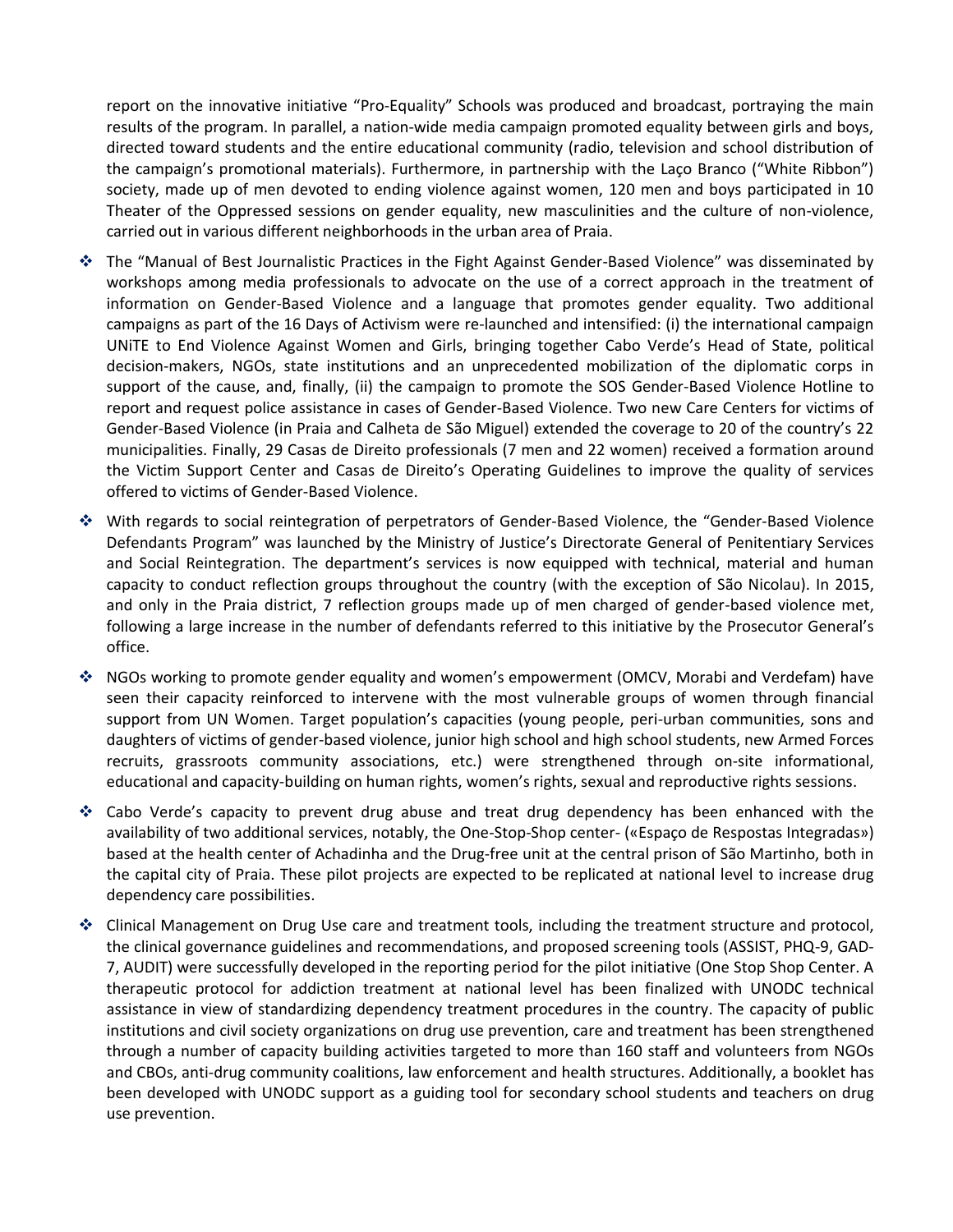report on the innovative initiative "Pro-Equality" Schools was produced and broadcast, portraying the main results of the program. In parallel, a nation-wide media campaign promoted equality between girls and boys, directed toward students and the entire educational community (radio, television and school distribution of the campaign's promotional materials). Furthermore, in partnership with the Laço Branco ("White Ribbon") society, made up of men devoted to ending violence against women, 120 men and boys participated in 10 Theater of the Oppressed sessions on gender equality, new masculinities and the culture of non-violence, carried out in various different neighborhoods in the urban area of Praia.

- The "Manual of Best Journalistic Practices in the Fight Against Gender-Based Violence" was disseminated by workshops among media professionals to advocate on the use of a correct approach in the treatment of information on Gender-Based Violence and a language that promotes gender equality. Two additional campaigns as part of the 16 Days of Activism were re-launched and intensified: (i) the international campaign UNiTE to End Violence Against Women and Girls, bringing together Cabo Verde's Head of State, political decision-makers, NGOs, state institutions and an unprecedented mobilization of the diplomatic corps in support of the cause, and, finally, (ii) the campaign to promote the SOS Gender-Based Violence Hotline to report and request police assistance in cases of Gender-Based Violence. Two new Care Centers for victims of Gender-Based Violence (in Praia and Calheta de São Miguel) extended the coverage to 20 of the country's 22 municipalities. Finally, 29 Casas de Direito professionals (7 men and 22 women) received a formation around the Victim Support Center and Casas de Direito's Operating Guidelines to improve the quality of services offered to victims of Gender-Based Violence.

- With regards to social reintegration of perpetrators of Gender-Based Violence, the "Gender-Based Violence Defendants Program" was launched by the Ministry of Justice's Directorate General of Penitentiary Services and Social Reintegration. The department's services is now equipped with technical, material and human capacity to conduct reflection groups throughout the country (with the exception of São Nicolau). In 2015, and only in the Praia district, 7 reflection groups made up of men charged of gender-based violence met, following a large increase in the number of defendants referred to this initiative by the Prosecutor General's office.

- NGOs working to promote gender equality and women's empowerment (OMCV, Morabi and Verdefam) have seen their capacity reinforced to intervene with the most vulnerable groups of women through financial support from UN Women. Target population's capacities (young people, peri-urban communities, sons and daughters of victims of gender-based violence, junior high school and high school students, new Armed Forces recruits, grassroots community associations, etc.) were strengthened through on-site informational, educational and capacity-building on human rights, women's rights, sexual and reproductive rights sessions.

- Cabo Verde's capacity to prevent drug abuse and treat drug dependency has been enhanced with the availability of two additional services, notably, the One-Stop-Shop center- («Espaço de Respostas Integradas») based at the health center of Achadinha and the Drug-free unit at the central prison of São Martinho, both in the capital city of Praia. These pilot projects are expected to be replicated at national level to increase drug dependency care possibilities.

- Clinical Management on Drug Use care and treatment tools, including the treatment structure and protocol, the clinical governance guidelines and recommendations, and proposed screening tools (ASSIST, PHQ-9, GAD-7, AUDIT) were successfully developed in the reporting period for the pilot initiative (One Stop Shop Center. A therapeutic protocol for addiction treatment at national level has been finalized with UNODC technical assistance in view of standardizing dependency treatment procedures in the country. The capacity of public institutions and civil society organizations on drug use prevention, care and treatment has been strengthened through a number of capacity building activities targeted to more than 160 staff and volunteers from NGOs and CBOs, anti-drug community coalitions, law enforcement and health structures. Additionally, a booklet has been developed with UNODC support as a guiding tool for secondary school students and teachers on drug use prevention.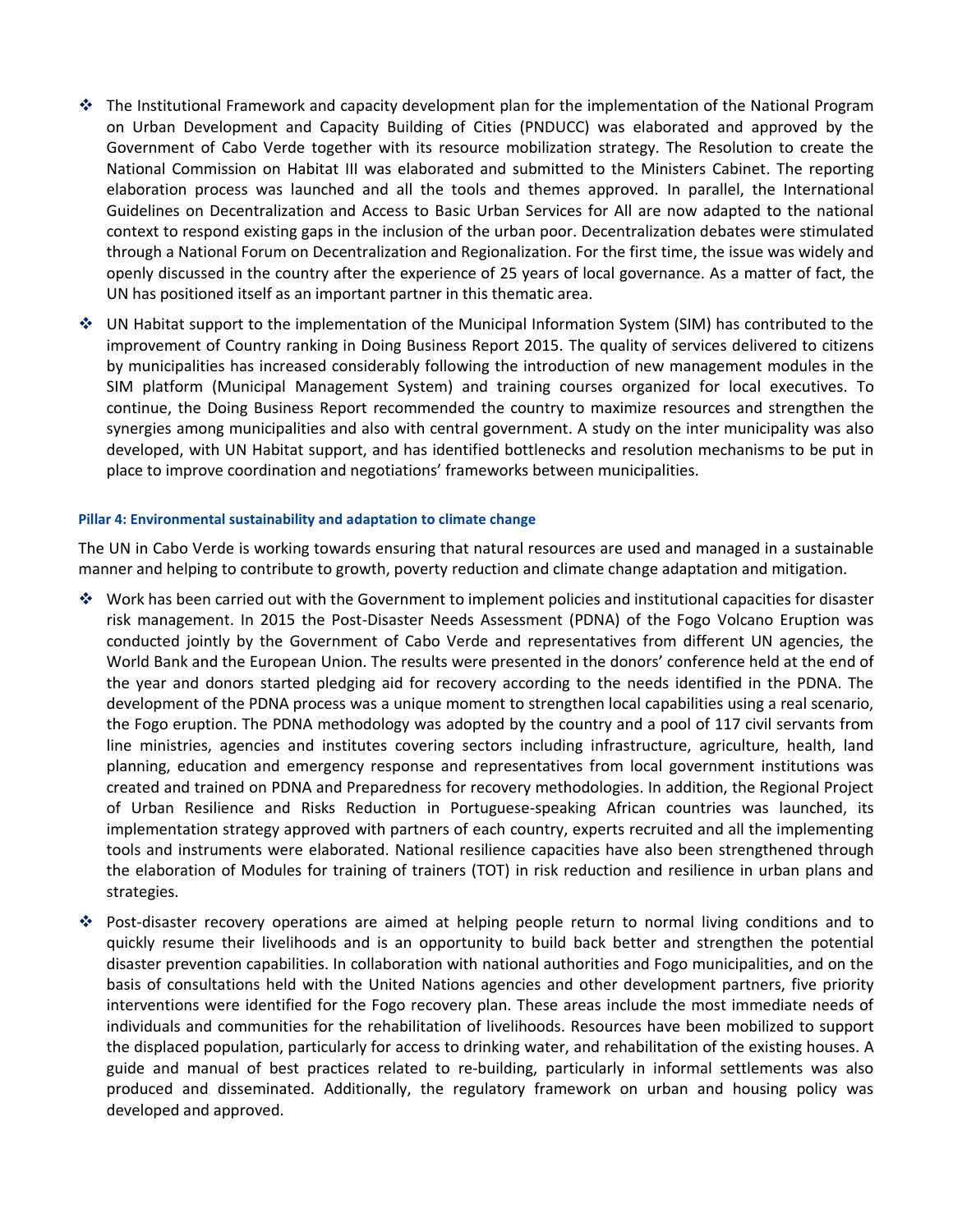- The Institutional Framework and capacity development plan for the implementation of the National Program on Urban Development and Capacity Building of Cities (PNDUCC) was elaborated and approved by the Government of Cabo Verde together with its resource mobilization strategy. The Resolution to create the National Commission on Habitat III was elaborated and submitted to the Ministers Cabinet. The reporting elaboration process was launched and all the tools and themes approved. In parallel, the International Guidelines on Decentralization and Access to Basic Urban Services for All are now adapted to the national context to respond existing gaps in the inclusion of the urban poor. Decentralization debates were stimulated through a National Forum on Decentralization and Regionalization. For the first time, the issue was widely and openly discussed in the country after the experience of 25 years of local governance. As a matter of fact, the UN has positioned itself as an important partner in this thematic area.
- UN Habitat support to the implementation of the Municipal Information System (SIM) has contributed to the improvement of Country ranking in Doing Business Report 2015. The quality of services delivered to citizens by municipalities has increased considerably following the introduction of new management modules in the SIM platform (Municipal Management System) and training courses organized for local executives. To continue, the Doing Business Report recommended the country to maximize resources and strengthen the synergies among municipalities and also with central government. A study on the inter municipality was also developed, with UN Habitat support, and has identified bottlenecks and resolution mechanisms to be put in place to improve coordination and negotiations' frameworks between municipalities.

#### Pillar 4: Environmental sustainability and adaptation to climate change

The UN in Cabo Verde is working towards ensuring that natural resources are used and managed in a sustainable manner and helping to contribute to growth, poverty reduction and climate change adaptation and mitigation.

- Work has been carried out with the Government to implement policies and institutional capacities for disaster risk management. In 2015 the Post-Disaster Needs Assessment (PDNA) of the Fogo Volcano Eruption was conducted jointly by the Government of Cabo Verde and representatives from different UN agencies, the World Bank and the European Union. The results were presented in the donors' conference held at the end of the year and donors started pledging aid for recovery according to the needs identified in the PDNA. The development of the PDNA process was a unique moment to strengthen local capabilities using a real scenario, the Fogo eruption. The PDNA methodology was adopted by the country and a pool of 117 civil servants from line ministries, agencies and institutes covering sectors including infrastructure, agriculture, health, land planning, education and emergency response and representatives from local government institutions was created and trained on PDNA and Preparedness for recovery methodologies. In addition, the Regional Project of Urban Resilience and Risks Reduction in Portuguese-speaking African countries was launched, its implementation strategy approved with partners of each country, experts recruited and all the implementing tools and instruments were elaborated. National resilience capacities have also been strengthened through the elaboration of Modules for training of trainers (TOT) in risk reduction and resilience in urban plans and strategies.
- Post-disaster recovery operations are aimed at helping people return to normal living conditions and to quickly resume their livelihoods and is an opportunity to build back better and strengthen the potential disaster prevention capabilities. In collaboration with national authorities and Fogo municipalities, and on the basis of consultations held with the United Nations agencies and other development partners, five priority interventions were identified for the Fogo recovery plan. These areas include the most immediate needs of individuals and communities for the rehabilitation of livelihoods. Resources have been mobilized to support the displaced population, particularly for access to drinking water, and rehabilitation of the existing houses. A guide and manual of best practices related to re-building, particularly in informal settlements was also produced and disseminated. Additionally, the regulatory framework on urban and housing policy was developed and approved.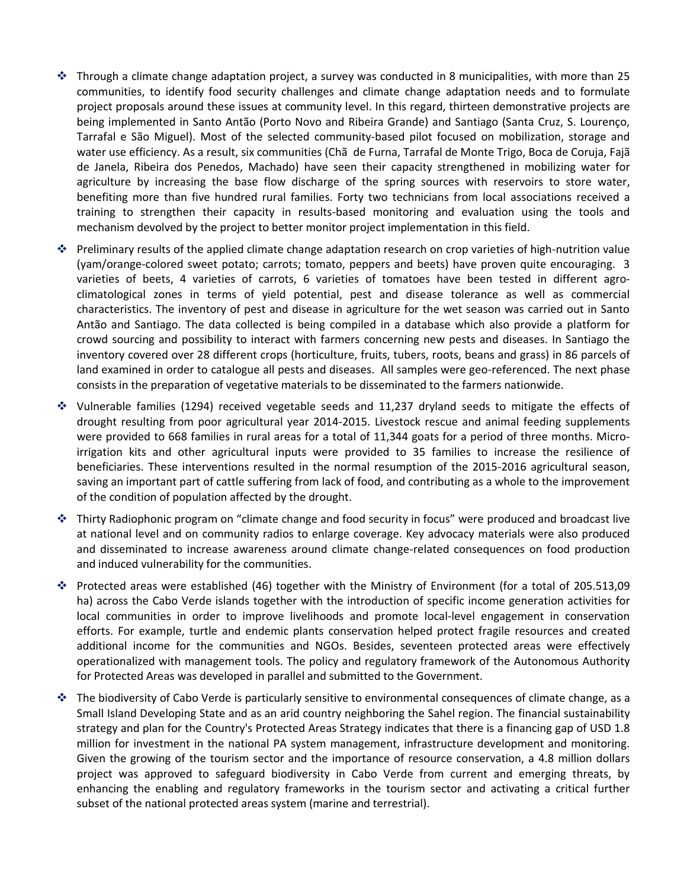- Through a climate change adaptation project, a survey was conducted in 8 municipalities, with more than 25 communities, to identify food security challenges and climate change adaptation needs and to formulate project proposals around these issues at community level. In this regard, thirteen demonstrative projects are being implemented in Santo Antão (Porto Novo and Ribeira Grande) and Santiago (Santa Cruz, S. Lourenço, Tarrafal e São Miguel). Most of the selected community-based pilot focused on mobilization, storage and water use efficiency. As a result, six communities (Chã de Furna, Tarrafal de Monte Trigo, Boca de Coruja, Fajã de Janela, Ribeira dos Penedos, Machado) have seen their capacity strengthened in mobilizing water for agriculture by increasing the base flow discharge of the spring sources with reservoirs to store water, benefiting more than five hundred rural families. Forty two technicians from local associations received a training to strengthen their capacity in results-based monitoring and evaluation using the tools and mechanism devolved by the project to better monitor project implementation in this field.

- Preliminary results of the applied climate change adaptation research on crop varieties of high-nutrition value (yam/orange-colored sweet potato; carrots; tomato, peppers and beets) have proven quite encouraging. 3 varieties of beets, 4 varieties of carrots, 6 varieties of tomatoes have been tested in different agro-climatological zones in terms of yield potential, pest and disease tolerance as well as commercial characteristics. The inventory of pest and disease in agriculture for the wet season was carried out in Santo Antão and Santiago. The data collected is being compiled in a database which also provide a platform for crowd sourcing and possibility to interact with farmers concerning new pests and diseases. In Santiago the inventory covered over 28 different crops (horticulture, fruits, tubers, roots, beans and grass) in 86 parcels of land examined in order to catalogue all pests and diseases. All samples were geo-referenced. The next phase consists in the preparation of vegetative materials to be disseminated to the farmers nationwide.

- Vulnerable families (1294) received vegetable seeds and 11,237 dryland seeds to mitigate the effects of drought resulting from poor agricultural year 2014-2015. Livestock rescue and animal feeding supplements were provided to 668 families in rural areas for a total of 11,344 goats for a period of three months. Micro-irrigation kits and other agricultural inputs were provided to 35 families to increase the resilience of beneficiaries. These interventions resulted in the normal resumption of the 2015-2016 agricultural season, saving an important part of cattle suffering from lack of food, and contributing as a whole to the improvement of the condition of population affected by the drought.

- Thirty Radiophonic program on "climate change and food security in focus" were produced and broadcast live at national level and on community radios to enlarge coverage. Key advocacy materials were also produced and disseminated to increase awareness around climate change-related consequences on food production and induced vulnerability for the communities.

- Protected areas were established (46) together with the Ministry of Environment (for a total of 205.513,09 ha) across the Cabo Verde islands together with the introduction of specific income generation activities for local communities in order to improve livelihoods and promote local-level engagement in conservation efforts. For example, turtle and endemic plants conservation helped protect fragile resources and created additional income for the communities and NGOs. Besides, seventeen protected areas were effectively operationalized with management tools. The policy and regulatory framework of the Autonomous Authority for Protected Areas was developed in parallel and submitted to the Government.

- The biodiversity of Cabo Verde is particularly sensitive to environmental consequences of climate change, as a Small Island Developing State and as an arid country neighboring the Sahel region. The financial sustainability strategy and plan for the Country's Protected Areas Strategy indicates that there is a financing gap of USD 1.8 million for investment in the national PA system management, infrastructure development and monitoring. Given the growing of the tourism sector and the importance of resource conservation, a 4.8 million dollars project was approved to safeguard biodiversity in Cabo Verde from current and emerging threats, by enhancing the enabling and regulatory frameworks in the tourism sector and activating a critical further subset of the national protected areas system (marine and terrestrial).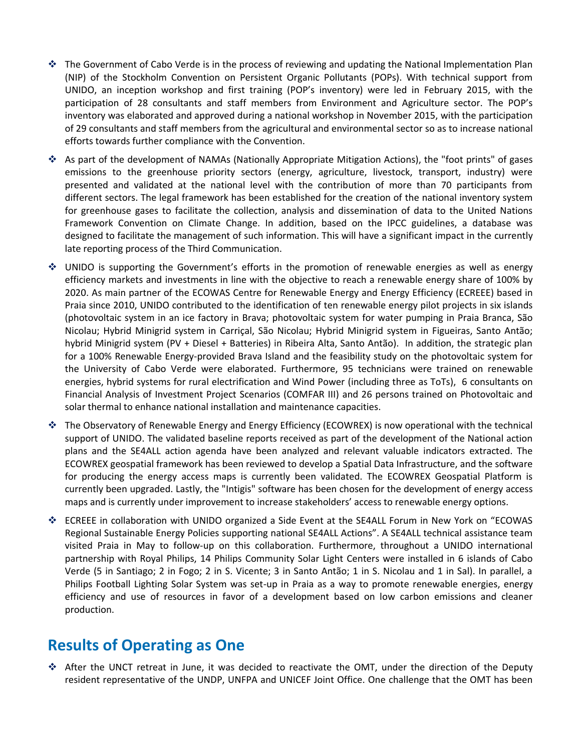- The Government of Cabo Verde is in the process of reviewing and updating the National Implementation Plan (NIP) of the Stockholm Convention on Persistent Organic Pollutants (POPs). With technical support from UNIDO, an inception workshop and first training (POP's inventory) were led in February 2015, with the participation of 28 consultants and staff members from Environment and Agriculture sector. The POP's inventory was elaborated and approved during a national workshop in November 2015, with the participation of 29 consultants and staff members from the agricultural and environmental sector so as to increase national efforts towards further compliance with the Convention.

- As part of the development of NAMAs (Nationally Appropriate Mitigation Actions), the "foot prints" of gases emissions to the greenhouse priority sectors (energy, agriculture, livestock, transport, industry) were presented and validated at the national level with the contribution of more than 70 participants from different sectors. The legal framework has been established for the creation of the national inventory system for greenhouse gases to facilitate the collection, analysis and dissemination of data to the United Nations Framework Convention on Climate Change. In addition, based on the IPCC guidelines, a database was designed to facilitate the management of such information. This will have a significant impact in the currently late reporting process of the Third Communication.

- UNIDO is supporting the Government's efforts in the promotion of renewable energies as well as energy efficiency markets and investments in line with the objective to reach a renewable energy share of 100% by 2020. As main partner of the ECOWAS Centre for Renewable Energy and Energy Efficiency (ECREEE) based in Praia since 2010, UNIDO contributed to the identification of ten renewable energy pilot projects in six islands (photovoltaic system in an ice factory in Brava; photovoltaic system for water pumping in Praia Branca, São Nicolau; Hybrid Minigrid system in Carriçal, São Nicolau; Hybrid Minigrid system in Figueiras, Santo Antão; hybrid Minigrid system (PV + Diesel + Batteries) in Ribeira Alta, Santo Antão). In addition, the strategic plan for a 100% Renewable Energy-provided Brava Island and the feasibility study on the photovoltaic system for the University of Cabo Verde were elaborated. Furthermore, 95 technicians were trained on renewable energies, hybrid systems for rural electrification and Wind Power (including three as ToTs), 6 consultants on Financial Analysis of Investment Project Scenarios (COMFAR III) and 26 persons trained on Photovoltaic and solar thermal to enhance national installation and maintenance capacities.

- The Observatory of Renewable Energy and Energy Efficiency (ECOWREX) is now operational with the technical support of UNIDO. The validated baseline reports received as part of the development of the National action plans and the SE4ALL action agenda have been analyzed and relevant valuable indicators extracted. The ECOWREX geospatial framework has been reviewed to develop a Spatial Data Infrastructure, and the software for producing the energy access maps is currently been validated. The ECOWREX Geospatial Platform is currently been upgraded. Lastly, the "Intigis" software has been chosen for the development of energy access maps and is currently under improvement to increase stakeholders' access to renewable energy options.

- ECREEE in collaboration with UNIDO organized a Side Event at the SE4ALL Forum in New York on "ECOWAS Regional Sustainable Energy Policies supporting national SE4ALL Actions". A SE4ALL technical assistance team visited Praia in May to follow-up on this collaboration. Furthermore, throughout a UNIDO international partnership with Royal Philips, 14 Philips Community Solar Light Centers were installed in 6 islands of Cabo Verde (5 in Santiago; 2 in Fogo; 2 in S. Vicente; 3 in Santo Antão; 1 in S. Nicolau and 1 in Sal). In parallel, a Philips Football Lighting Solar System was set-up in Praia as a way to promote renewable energies, energy efficiency and use of resources in favor of a development based on low carbon emissions and cleaner production.

## Results of Operating as One

- After the UNCT retreat in June, it was decided to reactivate the OMT, under the direction of the Deputy resident representative of the UNDP, UNFPA and UNICEF Joint Office. One challenge that the OMT has been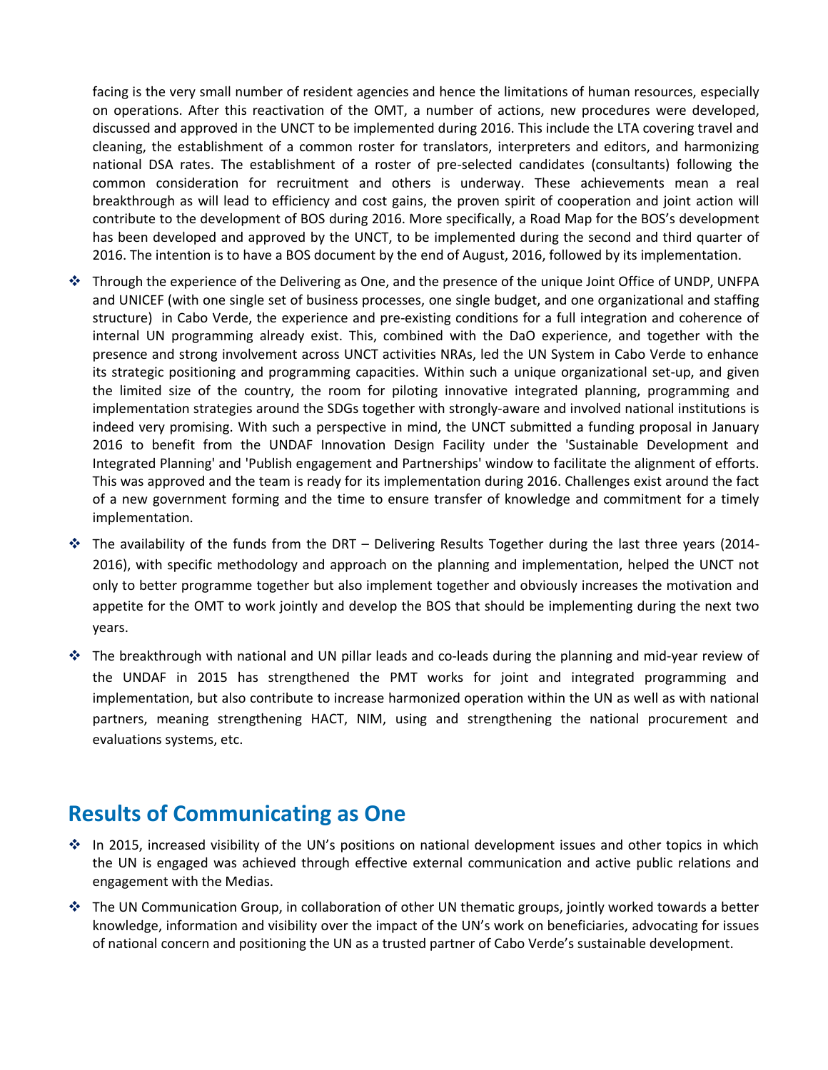facing is the very small number of resident agencies and hence the limitations of human resources, especially on operations. After this reactivation of the OMT, a number of actions, new procedures were developed, discussed and approved in the UNCT to be implemented during 2016. This include the LTA covering travel and cleaning, the establishment of a common roster for translators, interpreters and editors, and harmonizing national DSA rates. The establishment of a roster of pre-selected candidates (consultants) following the common consideration for recruitment and others is underway. These achievements mean a real breakthrough as will lead to efficiency and cost gains, the proven spirit of cooperation and joint action will contribute to the development of BOS during 2016. More specifically, a Road Map for the BOS's development has been developed and approved by the UNCT, to be implemented during the second and third quarter of 2016. The intention is to have a BOS document by the end of August, 2016, followed by its implementation.

- Through the experience of the Delivering as One, and the presence of the unique Joint Office of UNDP, UNFPA and UNICEF (with one single set of business processes, one single budget, and one organizational and staffing structure) in Cabo Verde, the experience and pre-existing conditions for a full integration and coherence of internal UN programming already exist. This, combined with the DaO experience, and together with the presence and strong involvement across UNCT activities NRAs, led the UN System in Cabo Verde to enhance its strategic positioning and programming capacities. Within such a unique organizational set-up, and given the limited size of the country, the room for piloting innovative integrated planning, programming and implementation strategies around the SDGs together with strongly-aware and involved national institutions is indeed very promising. With such a perspective in mind, the UNCT submitted a funding proposal in January 2016 to benefit from the UNDAF Innovation Design Facility under the 'Sustainable Development and Integrated Planning' and 'Publish engagement and Partnerships' window to facilitate the alignment of efforts. This was approved and the team is ready for its implementation during 2016. Challenges exist around the fact of a new government forming and the time to ensure transfer of knowledge and commitment for a timely implementation.
- The availability of the funds from the DRT – Delivering Results Together during the last three years (2014-2016), with specific methodology and approach on the planning and implementation, helped the UNCT not only to better programme together but also implement together and obviously increases the motivation and appetite for the OMT to work jointly and develop the BOS that should be implementing during the next two years.
- The breakthrough with national and UN pillar leads and co-leads during the planning and mid-year review of the UNDAF in 2015 has strengthened the PMT works for joint and integrated programming and implementation, but also contribute to increase harmonized operation within the UN as well as with national partners, meaning strengthening HACT, NIM, using and strengthening the national procurement and evaluations systems, etc.

## Results of Communicating as One

- In 2015, increased visibility of the UN's positions on national development issues and other topics in which the UN is engaged was achieved through effective external communication and active public relations and engagement with the Medias.
- The UN Communication Group, in collaboration of other UN thematic groups, jointly worked towards a better knowledge, information and visibility over the impact of the UN's work on beneficiaries, advocating for issues of national concern and positioning the UN as a trusted partner of Cabo Verde's sustainable development.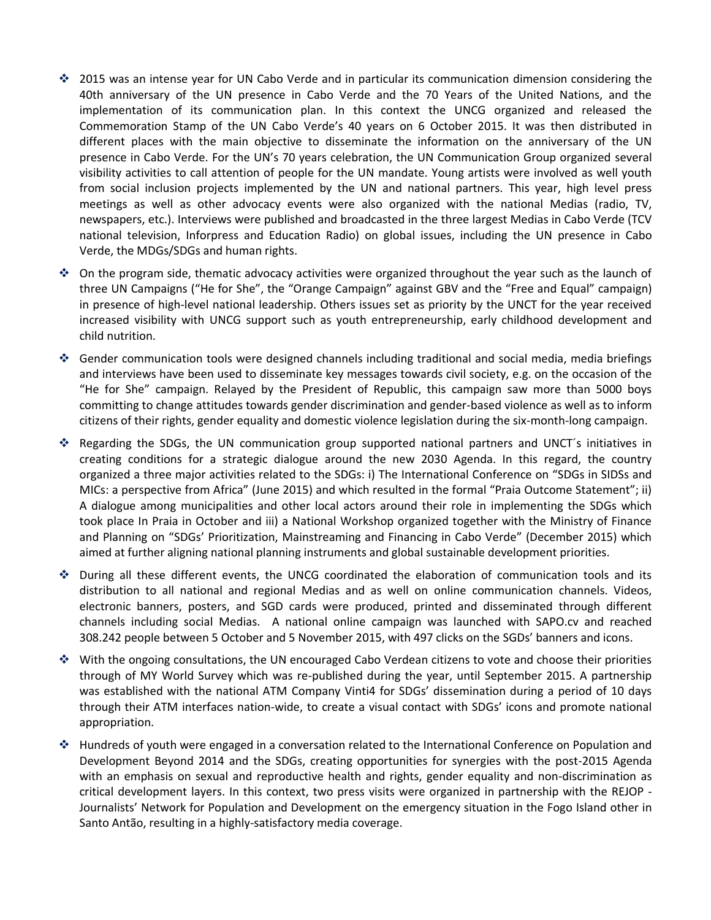- 2015 was an intense year for UN Cabo Verde and in particular its communication dimension considering the 40th anniversary of the UN presence in Cabo Verde and the 70 Years of the United Nations, and the implementation of its communication plan. In this context the UNCG organized and released the Commemoration Stamp of the UN Cabo Verde's 40 years on 6 October 2015. It was then distributed in different places with the main objective to disseminate the information on the anniversary of the UN presence in Cabo Verde. For the UN's 70 years celebration, the UN Communication Group organized several visibility activities to call attention of people for the UN mandate. Young artists were involved as well youth from social inclusion projects implemented by the UN and national partners. This year, high level press meetings as well as other advocacy events were also organized with the national Medias (radio, TV, newspapers, etc.). Interviews were published and broadcasted in the three largest Medias in Cabo Verde (TCV national television, Inforpress and Education Radio) on global issues, including the UN presence in Cabo Verde, the MDGs/SDGs and human rights.

- On the program side, thematic advocacy activities were organized throughout the year such as the launch of three UN Campaigns ("He for She", the "Orange Campaign" against GBV and the "Free and Equal" campaign) in presence of high-level national leadership. Others issues set as priority by the UNCT for the year received increased visibility with UNCG support such as youth entrepreneurship, early childhood development and child nutrition.

- Gender communication tools were designed channels including traditional and social media, media briefings and interviews have been used to disseminate key messages towards civil society, e.g. on the occasion of the "He for She" campaign. Relayed by the President of Republic, this campaign saw more than 5000 boys committing to change attitudes towards gender discrimination and gender-based violence as well as to inform citizens of their rights, gender equality and domestic violence legislation during the six-month-long campaign.

- Regarding the SDGs, the UN communication group supported national partners and UNCT´s initiatives in creating conditions for a strategic dialogue around the new 2030 Agenda. In this regard, the country organized a three major activities related to the SDGs: i) The International Conference on "SDGs in SIDSs and MICs: a perspective from Africa" (June 2015) and which resulted in the formal "Praia Outcome Statement"; ii) A dialogue among municipalities and other local actors around their role in implementing the SDGs which took place In Praia in October and iii) a National Workshop organized together with the Ministry of Finance and Planning on "SDGs' Prioritization, Mainstreaming and Financing in Cabo Verde" (December 2015) which aimed at further aligning national planning instruments and global sustainable development priorities.

- During all these different events, the UNCG coordinated the elaboration of communication tools and its distribution to all national and regional Medias and as well on online communication channels. Videos, electronic banners, posters, and SGD cards were produced, printed and disseminated through different channels including social Medias. A national online campaign was launched with SAPO.cv and reached 308.242 people between 5 October and 5 November 2015, with 497 clicks on the SGDs' banners and icons.

- With the ongoing consultations, the UN encouraged Cabo Verdean citizens to vote and choose their priorities through of MY World Survey which was re-published during the year, until September 2015. A partnership was established with the national ATM Company Vinti4 for SDGs' dissemination during a period of 10 days through their ATM interfaces nation-wide, to create a visual contact with SDGs' icons and promote national appropriation.

- Hundreds of youth were engaged in a conversation related to the International Conference on Population and Development Beyond 2014 and the SDGs, creating opportunities for synergies with the post-2015 Agenda with an emphasis on sexual and reproductive health and rights, gender equality and non-discrimination as critical development layers. In this context, two press visits were organized in partnership with the REJOP - Journalists' Network for Population and Development on the emergency situation in the Fogo Island other in Santo Antão, resulting in a highly-satisfactory media coverage.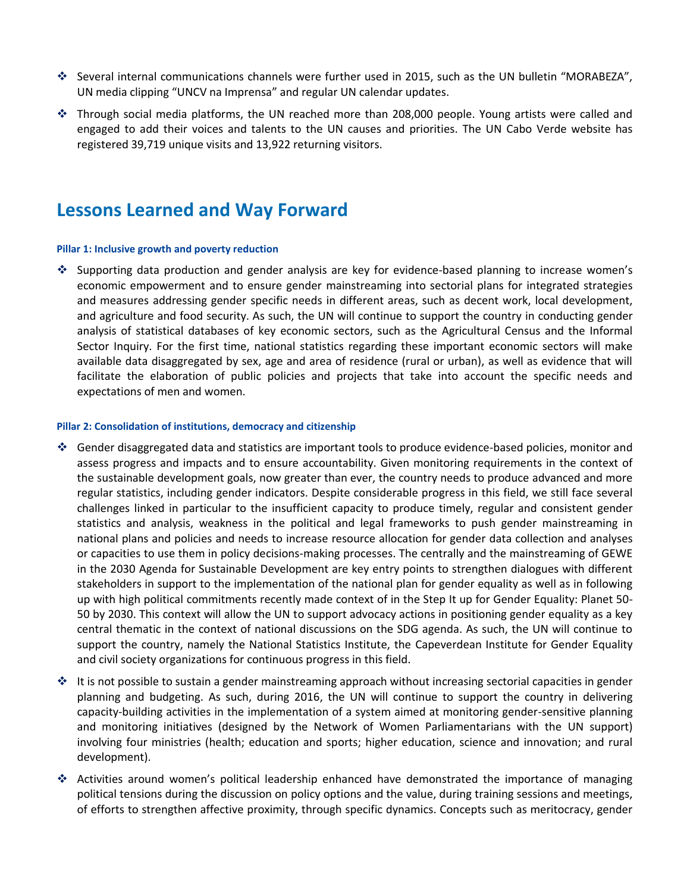- Several internal communications channels were further used in 2015, such as the UN bulletin "MORABEZA", UN media clipping "UNCV na Imprensa" and regular UN calendar updates.
- Through social media platforms, the UN reached more than 208,000 people. Young artists were called and engaged to add their voices and talents to the UN causes and priorities. The UN Cabo Verde website has registered 39,719 unique visits and 13,922 returning visitors.

# Lessons Learned and Way Forward

#### Pillar 1: Inclusive growth and poverty reduction

- Supporting data production and gender analysis are key for evidence-based planning to increase women's economic empowerment and to ensure gender mainstreaming into sectorial plans for integrated strategies and measures addressing gender specific needs in different areas, such as decent work, local development, and agriculture and food security. As such, the UN will continue to support the country in conducting gender analysis of statistical databases of key economic sectors, such as the Agricultural Census and the Informal Sector Inquiry. For the first time, national statistics regarding these important economic sectors will make available data disaggregated by sex, age and area of residence (rural or urban), as well as evidence that will facilitate the elaboration of public policies and projects that take into account the specific needs and expectations of men and women.

#### Pillar 2: Consolidation of institutions, democracy and citizenship

- Gender disaggregated data and statistics are important tools to produce evidence-based policies, monitor and assess progress and impacts and to ensure accountability. Given monitoring requirements in the context of the sustainable development goals, now greater than ever, the country needs to produce advanced and more regular statistics, including gender indicators. Despite considerable progress in this field, we still face several challenges linked in particular to the insufficient capacity to produce timely, regular and consistent gender statistics and analysis, weakness in the political and legal frameworks to push gender mainstreaming in national plans and policies and needs to increase resource allocation for gender data collection and analyses or capacities to use them in policy decisions-making processes. The centrally and the mainstreaming of GEWE in the 2030 Agenda for Sustainable Development are key entry points to strengthen dialogues with different stakeholders in support to the implementation of the national plan for gender equality as well as in following up with high political commitments recently made context of in the Step It up for Gender Equality: Planet 50-50 by 2030. This context will allow the UN to support advocacy actions in positioning gender equality as a key central thematic in the context of national discussions on the SDG agenda. As such, the UN will continue to support the country, namely the National Statistics Institute, the Capeverdean Institute for Gender Equality and civil society organizations for continuous progress in this field.
- It is not possible to sustain a gender mainstreaming approach without increasing sectorial capacities in gender planning and budgeting. As such, during 2016, the UN will continue to support the country in delivering capacity-building activities in the implementation of a system aimed at monitoring gender-sensitive planning and monitoring initiatives (designed by the Network of Women Parliamentarians with the UN support) involving four ministries (health; education and sports; higher education, science and innovation; and rural development).
- Activities around women's political leadership enhanced have demonstrated the importance of managing political tensions during the discussion on policy options and the value, during training sessions and meetings, of efforts to strengthen affective proximity, through specific dynamics. Concepts such as meritocracy, gender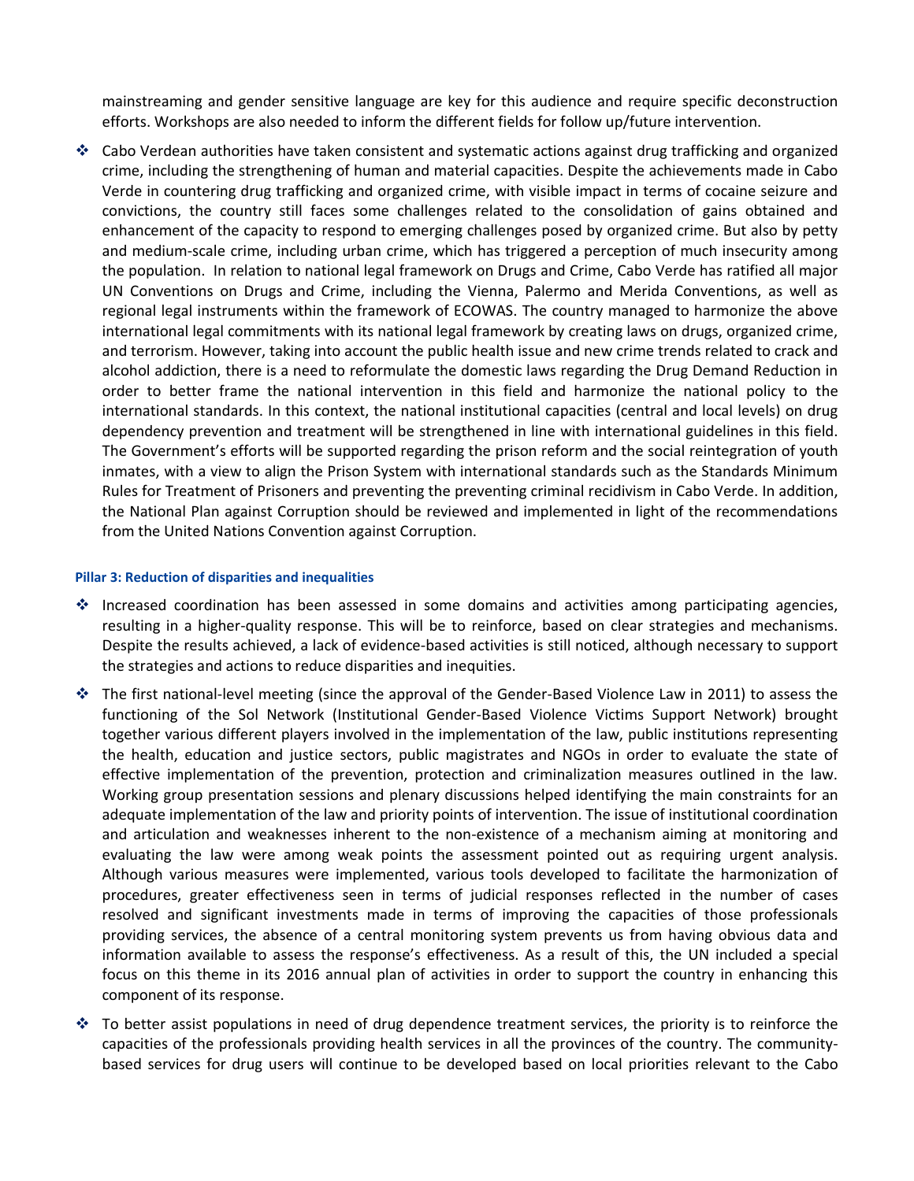mainstreaming and gender sensitive language are key for this audience and require specific deconstruction efforts. Workshops are also needed to inform the different fields for follow up/future intervention.

- Cabo Verdean authorities have taken consistent and systematic actions against drug trafficking and organized crime, including the strengthening of human and material capacities. Despite the achievements made in Cabo Verde in countering drug trafficking and organized crime, with visible impact in terms of cocaine seizure and convictions, the country still faces some challenges related to the consolidation of gains obtained and enhancement of the capacity to respond to emerging challenges posed by organized crime. But also by petty and medium-scale crime, including urban crime, which has triggered a perception of much insecurity among the population. In relation to national legal framework on Drugs and Crime, Cabo Verde has ratified all major UN Conventions on Drugs and Crime, including the Vienna, Palermo and Merida Conventions, as well as regional legal instruments within the framework of ECOWAS. The country managed to harmonize the above international legal commitments with its national legal framework by creating laws on drugs, organized crime, and terrorism. However, taking into account the public health issue and new crime trends related to crack and alcohol addiction, there is a need to reformulate the domestic laws regarding the Drug Demand Reduction in order to better frame the national intervention in this field and harmonize the national policy to the international standards. In this context, the national institutional capacities (central and local levels) on drug dependency prevention and treatment will be strengthened in line with international guidelines in this field. The Government's efforts will be supported regarding the prison reform and the social reintegration of youth inmates, with a view to align the Prison System with international standards such as the Standards Minimum Rules for Treatment of Prisoners and preventing the preventing criminal recidivism in Cabo Verde. In addition, the National Plan against Corruption should be reviewed and implemented in light of the recommendations from the United Nations Convention against Corruption.

#### Pillar 3: Reduction of disparities and inequalities

- Increased coordination has been assessed in some domains and activities among participating agencies, resulting in a higher-quality response. This will be to reinforce, based on clear strategies and mechanisms. Despite the results achieved, a lack of evidence-based activities is still noticed, although necessary to support the strategies and actions to reduce disparities and inequities.

- The first national-level meeting (since the approval of the Gender-Based Violence Law in 2011) to assess the functioning of the Sol Network (Institutional Gender-Based Violence Victims Support Network) brought together various different players involved in the implementation of the law, public institutions representing the health, education and justice sectors, public magistrates and NGOs in order to evaluate the state of effective implementation of the prevention, protection and criminalization measures outlined in the law. Working group presentation sessions and plenary discussions helped identifying the main constraints for an adequate implementation of the law and priority points of intervention. The issue of institutional coordination and articulation and weaknesses inherent to the non-existence of a mechanism aiming at monitoring and evaluating the law were among weak points the assessment pointed out as requiring urgent analysis. Although various measures were implemented, various tools developed to facilitate the harmonization of procedures, greater effectiveness seen in terms of judicial responses reflected in the number of cases resolved and significant investments made in terms of improving the capacities of those professionals providing services, the absence of a central monitoring system prevents us from having obvious data and information available to assess the response's effectiveness. As a result of this, the UN included a special focus on this theme in its 2016 annual plan of activities in order to support the country in enhancing this component of its response.

- To better assist populations in need of drug dependence treatment services, the priority is to reinforce the capacities of the professionals providing health services in all the provinces of the country. The community-based services for drug users will continue to be developed based on local priorities relevant to the Cabo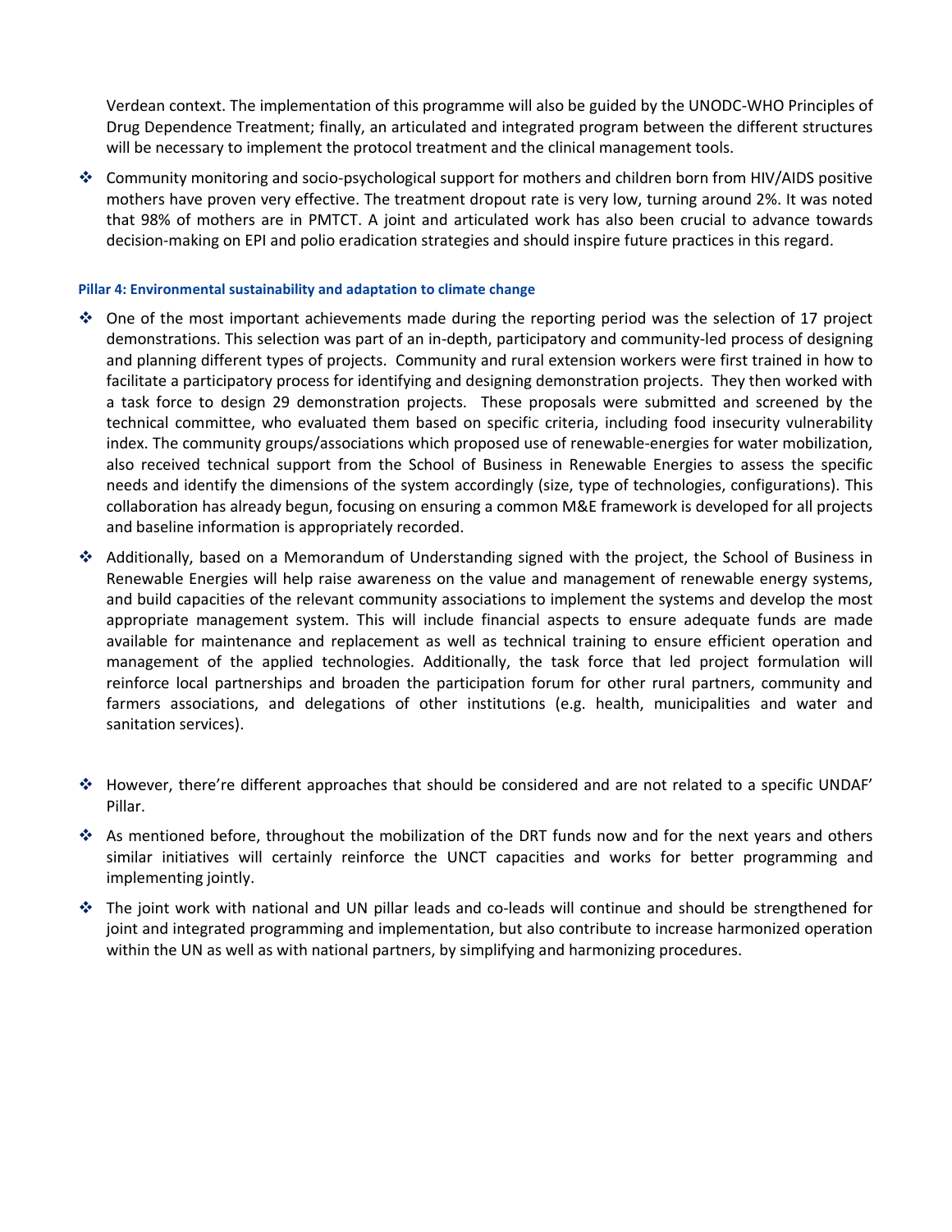Verdean context. The implementation of this programme will also be guided by the UNODC-WHO Principles of Drug Dependence Treatment; finally, an articulated and integrated program between the different structures will be necessary to implement the protocol treatment and the clinical management tools.

- Community monitoring and socio-psychological support for mothers and children born from HIV/AIDS positive mothers have proven very effective. The treatment dropout rate is very low, turning around 2%. It was noted that 98% of mothers are in PMTCT. A joint and articulated work has also been crucial to advance towards decision-making on EPI and polio eradication strategies and should inspire future practices in this regard.

#### Pillar 4: Environmental sustainability and adaptation to climate change

- One of the most important achievements made during the reporting period was the selection of 17 project demonstrations. This selection was part of an in-depth, participatory and community-led process of designing and planning different types of projects. Community and rural extension workers were first trained in how to facilitate a participatory process for identifying and designing demonstration projects. They then worked with a task force to design 29 demonstration projects. These proposals were submitted and screened by the technical committee, who evaluated them based on specific criteria, including food insecurity vulnerability index. The community groups/associations which proposed use of renewable-energies for water mobilization, also received technical support from the School of Business in Renewable Energies to assess the specific needs and identify the dimensions of the system accordingly (size, type of technologies, configurations). This collaboration has already begun, focusing on ensuring a common M&E framework is developed for all projects and baseline information is appropriately recorded.

- Additionally, based on a Memorandum of Understanding signed with the project, the School of Business in Renewable Energies will help raise awareness on the value and management of renewable energy systems, and build capacities of the relevant community associations to implement the systems and develop the most appropriate management system. This will include financial aspects to ensure adequate funds are made available for maintenance and replacement as well as technical training to ensure efficient operation and management of the applied technologies. Additionally, the task force that led project formulation will reinforce local partnerships and broaden the participation forum for other rural partners, community and farmers associations, and delegations of other institutions (e.g. health, municipalities and water and sanitation services).

- However, there're different approaches that should be considered and are not related to a specific UNDAF' Pillar.

- As mentioned before, throughout the mobilization of the DRT funds now and for the next years and others similar initiatives will certainly reinforce the UNCT capacities and works for better programming and implementing jointly.

- The joint work with national and UN pillar leads and co-leads will continue and should be strengthened for joint and integrated programming and implementation, but also contribute to increase harmonized operation within the UN as well as with national partners, by simplifying and harmonizing procedures.